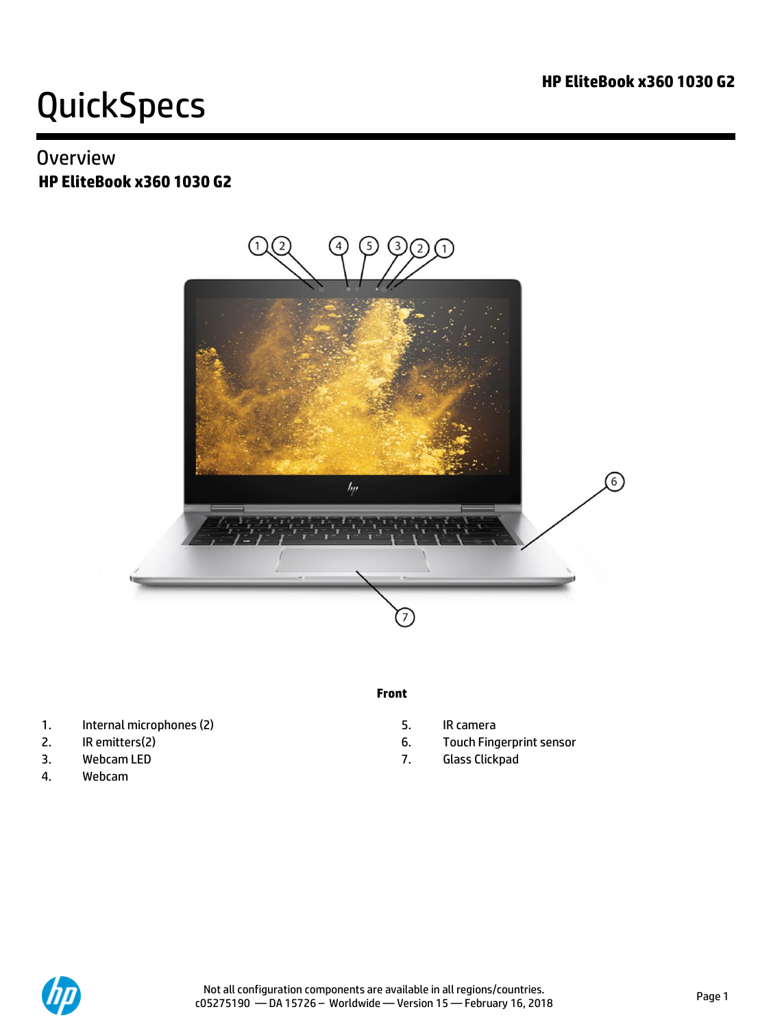# QuickSpecs

## Overview

### HP EliteBook x360 1030 G2

**Front**

1. Internal microphones (2)
2. IR emitters(2)
3. Webcam LED
4. Webcam
5. IR camera
6. Touch Fingerprint sensor
7. Glass Clickpad

Not all configuration components are available in all regions/countries.
c05275190 — DA 15726 – Worldwide — Version 15 — February 16, 2018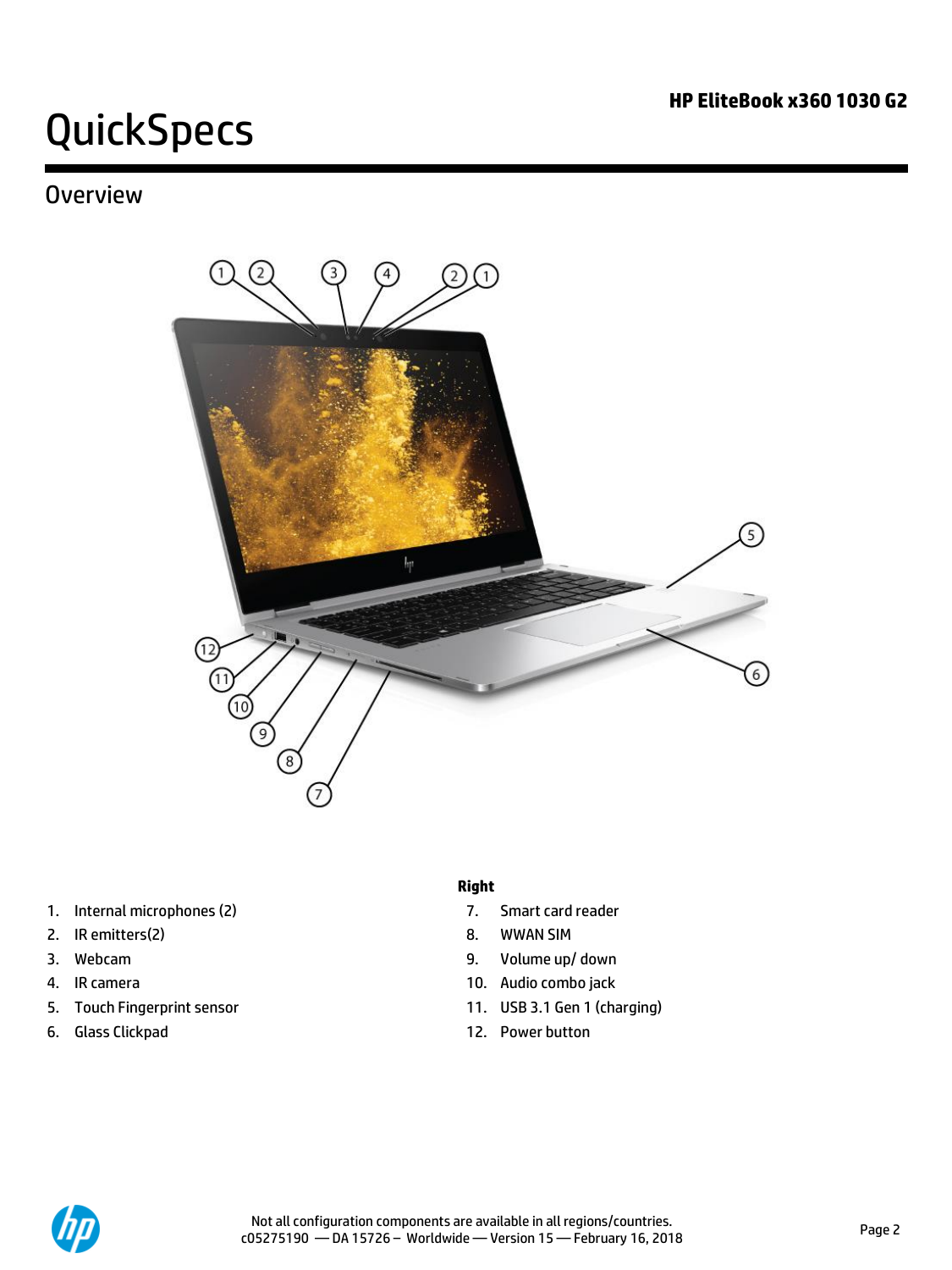# QuickSpecs

## Overview

1. Internal microphones (2)
2. IR emitters(2)
3. Webcam
4. IR camera
5. Touch Fingerprint sensor
6. Glass Clickpad

**Right**

7. Smart card reader
8. WWAN SIM
9. Volume up/ down
10. Audio combo jack
11. USB 3.1 Gen 1 (charging)
12. Power button

Not all configuration components are available in all regions/countries.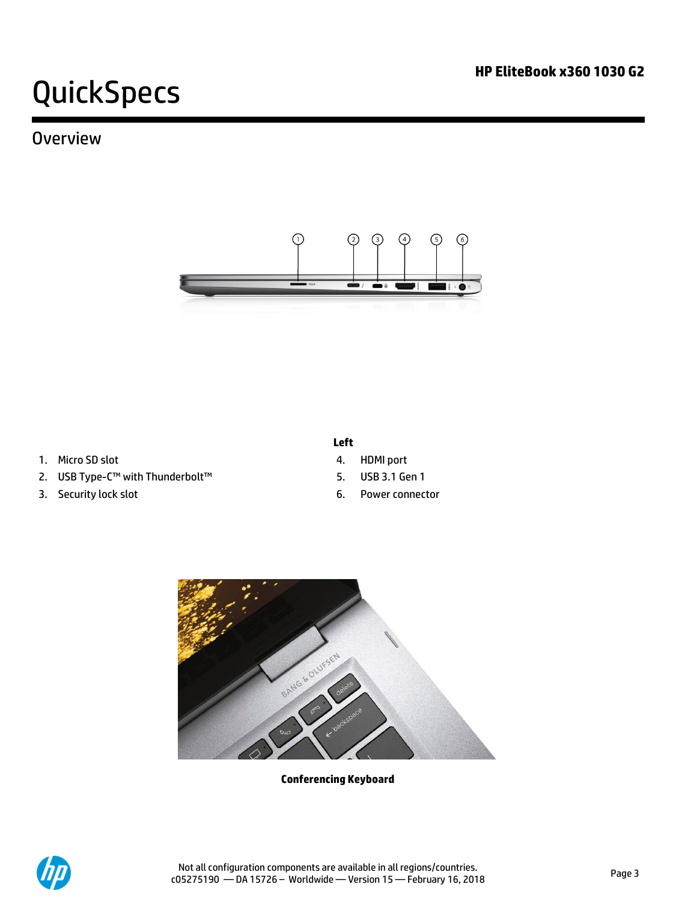# QuickSpecs

## Overview

**Left**

1. Micro SD slot
2. USB Type-C™ with Thunderbolt™
3. Security lock slot
4. HDMI port
5. USB 3.1 Gen 1
6. Power connector

**Conferencing Keyboard**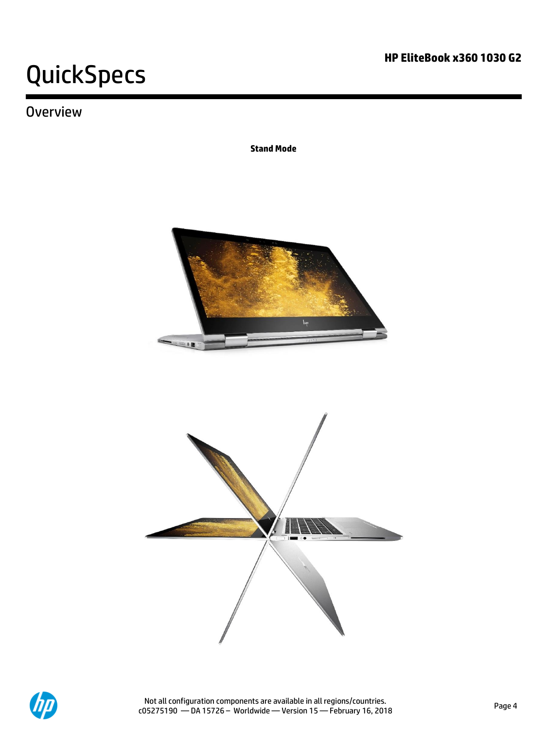## Overview

**Stand Mode**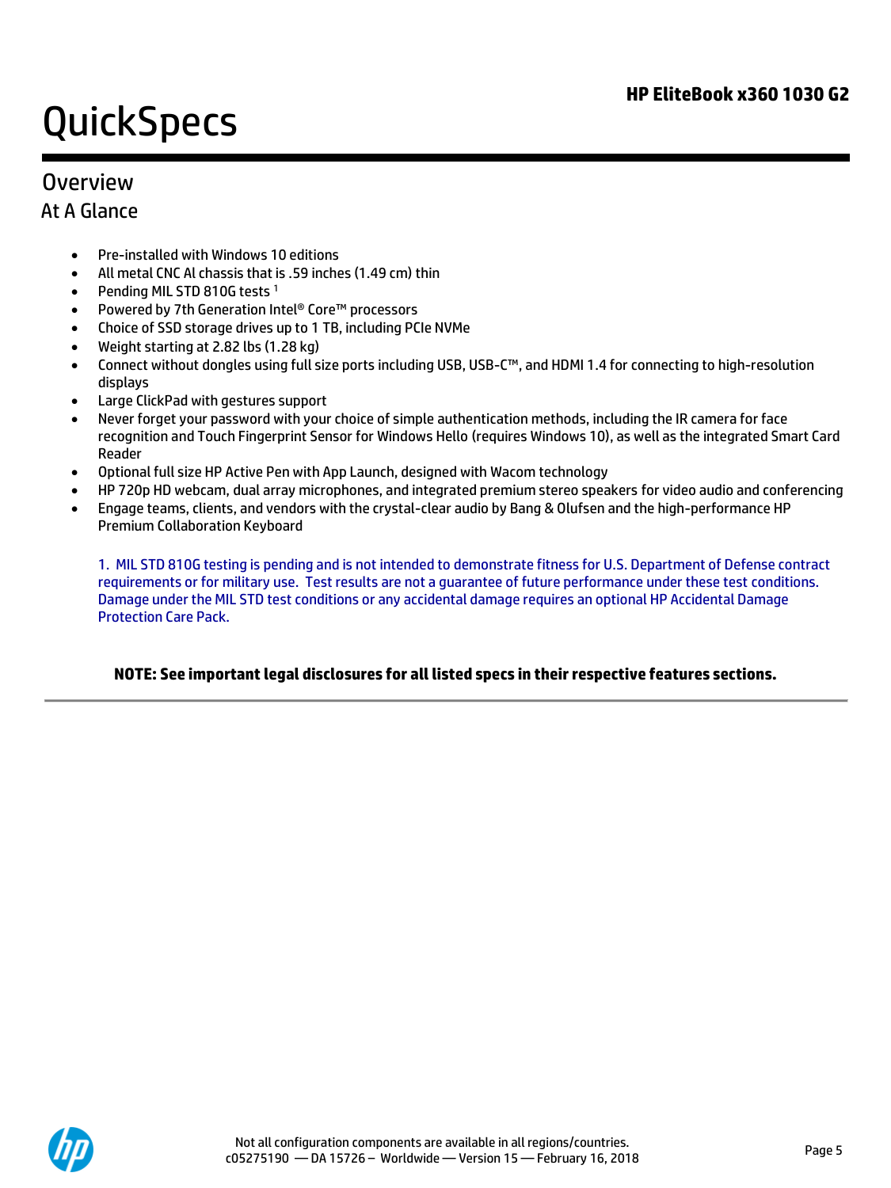# Overview

## At A Glance

- Pre-installed with Windows 10 editions
- All metal CNC Al chassis that is .59 inches (1.49 cm) thin
- Pending MIL STD 810G tests [1]
- Powered by 7th Generation Intel® Core™ processors
- Choice of SSD storage drives up to 1 TB, including PCIe NVMe
- Weight starting at 2.82 lbs (1.28 kg)
- Connect without dongles using full size ports including USB, USB-C™, and HDMI 1.4 for connecting to high-resolution displays
- Large ClickPad with gestures support
- Never forget your password with your choice of simple authentication methods, including the IR camera for face recognition and Touch Fingerprint Sensor for Windows Hello (requires Windows 10), as well as the integrated Smart Card Reader
- Optional full size HP Active Pen with App Launch, designed with Wacom technology
- HP 720p HD webcam, dual array microphones, and integrated premium stereo speakers for video audio and conferencing
- Engage teams, clients, and vendors with the crystal-clear audio by Bang & Olufsen and the high-performance HP Premium Collaboration Keyboard

1. MIL STD 810G testing is pending and is not intended to demonstrate fitness for U.S. Department of Defense contract requirements or for military use. Test results are not a guarantee of future performance under these test conditions. Damage under the MIL STD test conditions or any accidental damage requires an optional HP Accidental Damage Protection Care Pack.

**NOTE: See important legal disclosures for all listed specs in their respective features sections.**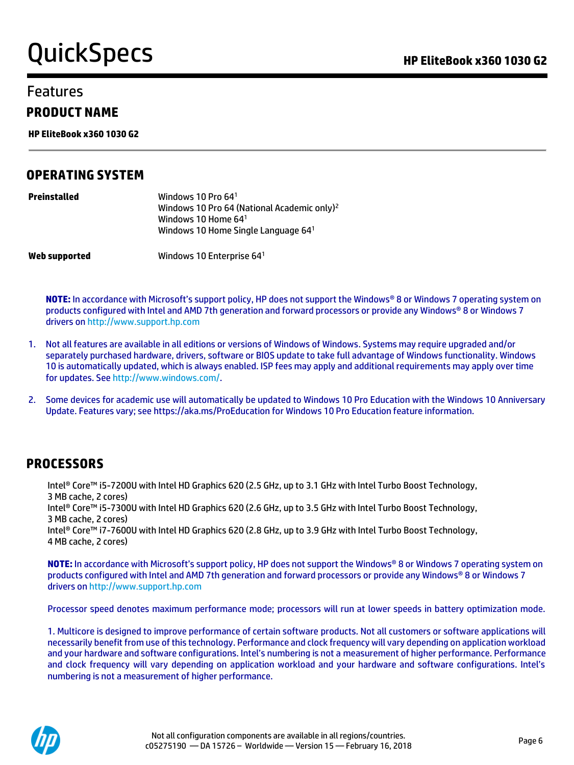# Features

## PRODUCT NAME

**HP EliteBook x360 1030 G2**

## OPERATING SYSTEM

| | |
|---|---|
| **Preinstalled** | Windows 10 Pro 64[1]<br>Windows 10 Pro 64 (National Academic only)[2]<br>Windows 10 Home 64[1]<br>Windows 10 Home Single Language 64[1] |
| **Web supported** | Windows 10 Enterprise 64[1] |

**NOTE:** In accordance with Microsoft's support policy, HP does not support the Windows® 8 or Windows 7 operating system on products configured with Intel and AMD 7th generation and forward processors or provide any Windows® 8 or Windows 7 drivers on http://www.support.hp.com

1. Not all features are available in all editions or versions of Windows of Windows. Systems may require upgraded and/or separately purchased hardware, drivers, software or BIOS update to take full advantage of Windows functionality. Windows 10 is automatically updated, which is always enabled. ISP fees may apply and additional requirements may apply over time for updates. See http://www.windows.com/.
2. Some devices for academic use will automatically be updated to Windows 10 Pro Education with the Windows 10 Anniversary Update. Features vary; see https://aka.ms/ProEducation for Windows 10 Pro Education feature information.

## PROCESSORS

Intel® Core™ i5-7200U with Intel HD Graphics 620 (2.5 GHz, up to 3.1 GHz with Intel Turbo Boost Technology, 3 MB cache, 2 cores)
Intel® Core™ i5-7300U with Intel HD Graphics 620 (2.6 GHz, up to 3.5 GHz with Intel Turbo Boost Technology, 3 MB cache, 2 cores)
Intel® Core™ i7-7600U with Intel HD Graphics 620 (2.8 GHz, up to 3.9 GHz with Intel Turbo Boost Technology, 4 MB cache, 2 cores)

**NOTE:** In accordance with Microsoft's support policy, HP does not support the Windows® 8 or Windows 7 operating system on products configured with Intel and AMD 7th generation and forward processors or provide any Windows® 8 or Windows 7 drivers on http://www.support.hp.com

Processor speed denotes maximum performance mode; processors will run at lower speeds in battery optimization mode.

1. Multicore is designed to improve performance of certain software products. Not all customers or software applications will necessarily benefit from use of this technology. Performance and clock frequency will vary depending on application workload and your hardware and software configurations. Intel's numbering is not a measurement of higher performance. Performance and clock frequency will vary depending on application workload and your hardware and software configurations. Intel's numbering is not a measurement of higher performance.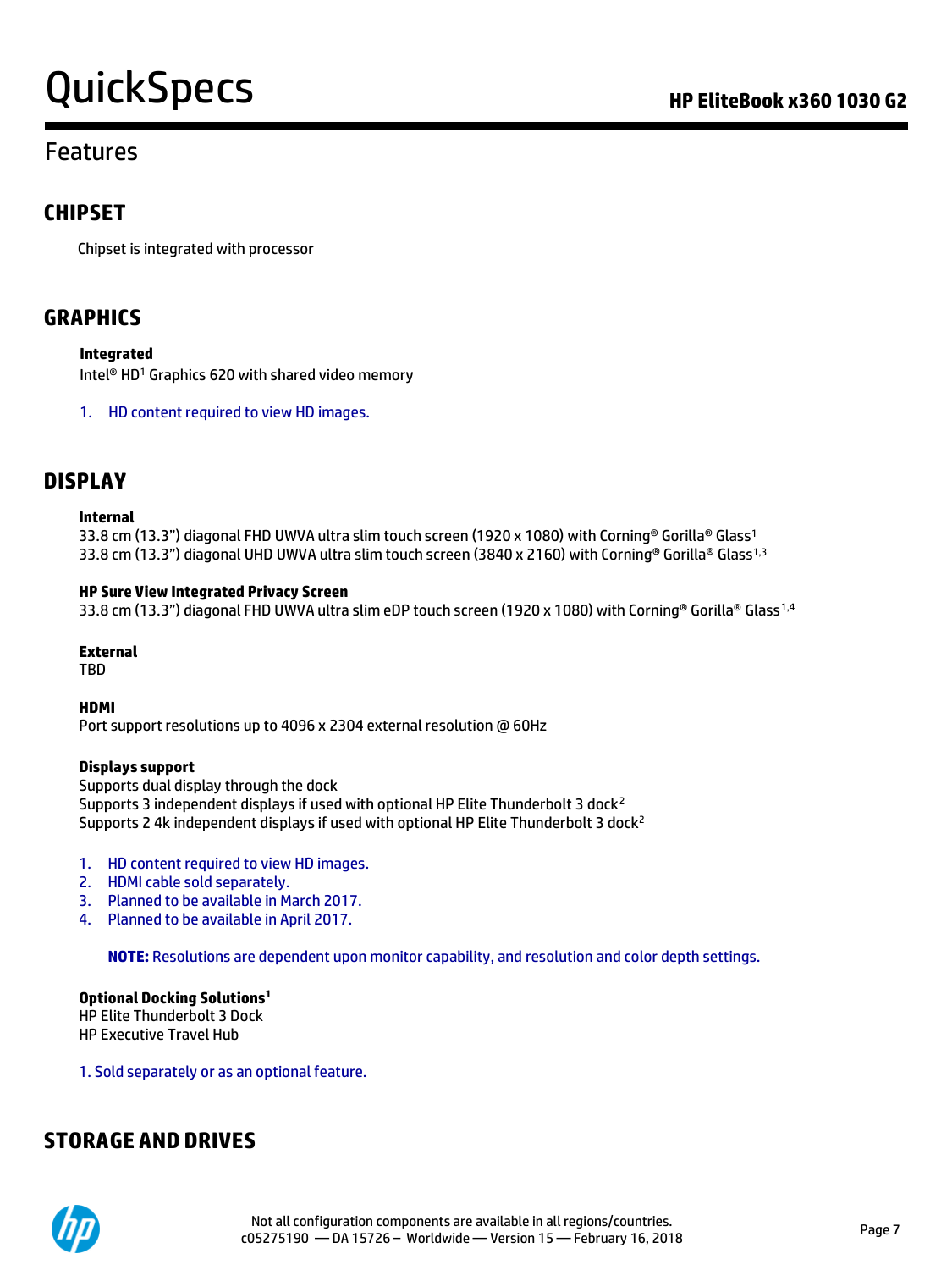## Features

## CHIPSET

Chipset is integrated with processor

## GRAPHICS

**Integrated**
Intel® HD[1] Graphics 620 with shared video memory

1. HD content required to view HD images.

## DISPLAY

**Internal**
33.8 cm (13.3") diagonal FHD UWVA ultra slim touch screen (1920 x 1080) with Corning® Gorilla® Glass[1]
33.8 cm (13.3") diagonal UHD UWVA ultra slim touch screen (3840 x 2160) with Corning® Gorilla® Glass[1,3]

**HP Sure View Integrated Privacy Screen**
33.8 cm (13.3") diagonal FHD UWVA ultra slim eDP touch screen (1920 x 1080) with Corning® Gorilla® Glass[1,4]

**External**
TBD

**HDMI**
Port support resolutions up to 4096 x 2304 external resolution @ 60Hz

**Displays support**
Supports dual display through the dock
Supports 3 independent displays if used with optional HP Elite Thunderbolt 3 dock[2]
Supports 2 4k independent displays if used with optional HP Elite Thunderbolt 3 dock[2]

1. HD content required to view HD images.
2. HDMI cable sold separately.
3. Planned to be available in March 2017.
4. Planned to be available in April 2017.

**NOTE:** Resolutions are dependent upon monitor capability, and resolution and color depth settings.

**Optional Docking Solutions[1]**
HP Elite Thunderbolt 3 Dock
HP Executive Travel Hub

1. Sold separately or as an optional feature.

## STORAGE AND DRIVES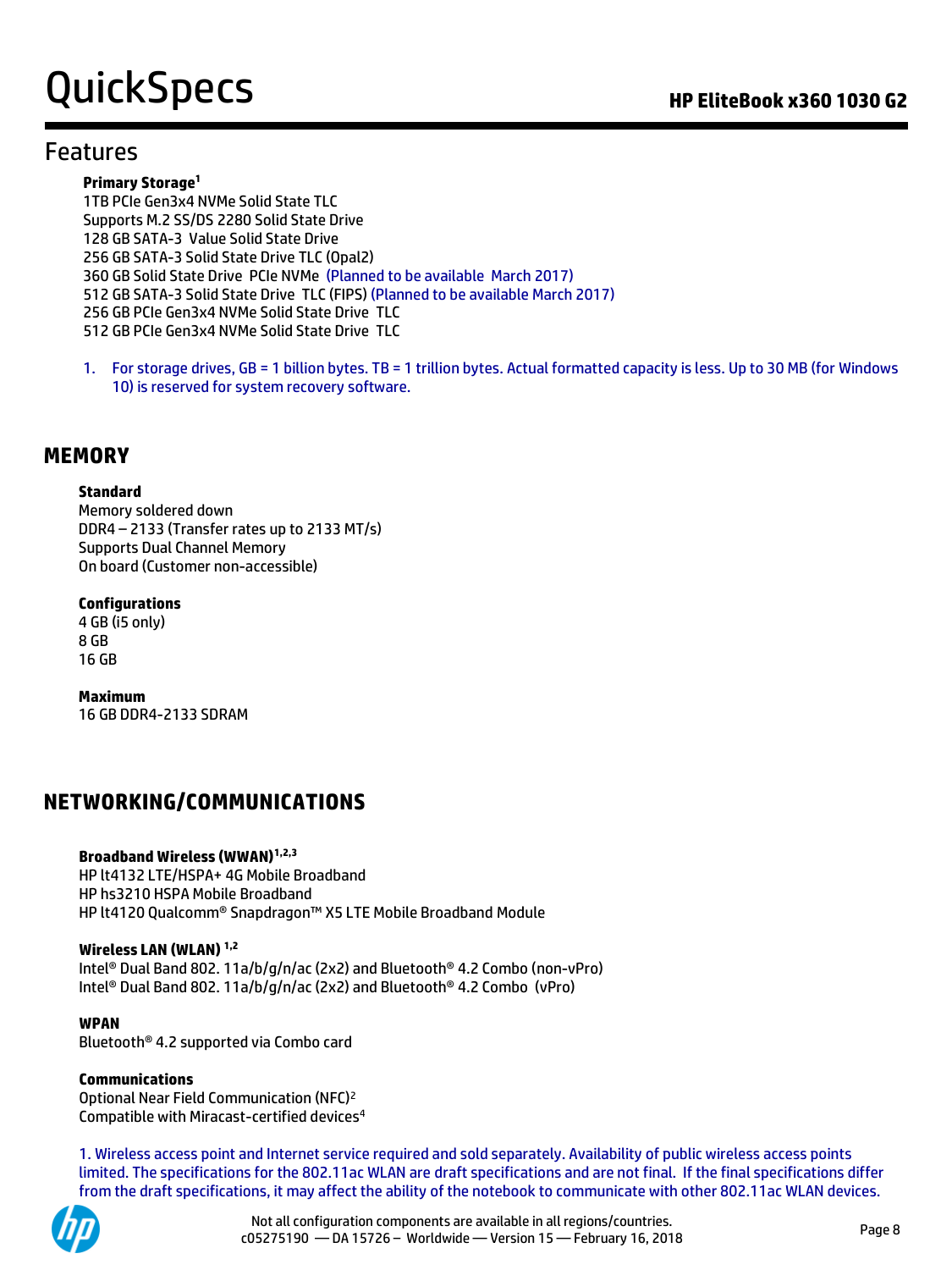## Features

**Primary Storage**[1]

1TB PCIe Gen3x4 NVMe Solid State TLC
Supports M.2 SS/DS 2280 Solid State Drive
128 GB SATA-3 Value Solid State Drive
256 GB SATA-3 Solid State Drive TLC (Opal2)
360 GB Solid State Drive PCIe NVMe (Planned to be available March 2017)
512 GB SATA-3 Solid State Drive TLC (FIPS) (Planned to be available March 2017)
256 GB PCIe Gen3x4 NVMe Solid State Drive TLC
512 GB PCIe Gen3x4 NVMe Solid State Drive TLC

1. For storage drives, GB = 1 billion bytes. TB = 1 trillion bytes. Actual formatted capacity is less. Up to 30 MB (for Windows 10) is reserved for system recovery software.

## MEMORY

**Standard**

Memory soldered down
DDR4 – 2133 (Transfer rates up to 2133 MT/s)
Supports Dual Channel Memory
On board (Customer non-accessible)

**Configurations**

4 GB (i5 only)
8 GB
16 GB

**Maximum**

16 GB DDR4-2133 SDRAM

## NETWORKING/COMMUNICATIONS

**Broadband Wireless (WWAN)**[1,2,3]

HP lt4132 LTE/HSPA+ 4G Mobile Broadband
HP hs3210 HSPA Mobile Broadband
HP lt4120 Qualcomm® Snapdragon™ X5 LTE Mobile Broadband Module

**Wireless LAN (WLAN)** [1,2]

Intel® Dual Band 802. 11a/b/g/n/ac (2x2) and Bluetooth® 4.2 Combo (non-vPro)
Intel® Dual Band 802. 11a/b/g/n/ac (2x2) and Bluetooth® 4.2 Combo (vPro)

**WPAN**

Bluetooth® 4.2 supported via Combo card

**Communications**

Optional Near Field Communication (NFC)[2]
Compatible with Miracast-certified devices[4]

1. Wireless access point and Internet service required and sold separately. Availability of public wireless access points limited. The specifications for the 802.11ac WLAN are draft specifications and are not final. If the final specifications differ from the draft specifications, it may affect the ability of the notebook to communicate with other 802.11ac WLAN devices.

Not all configuration components are available in all regions/countries.
c05275190 — DA 15726 – Worldwide — Version 15 — February 16, 2018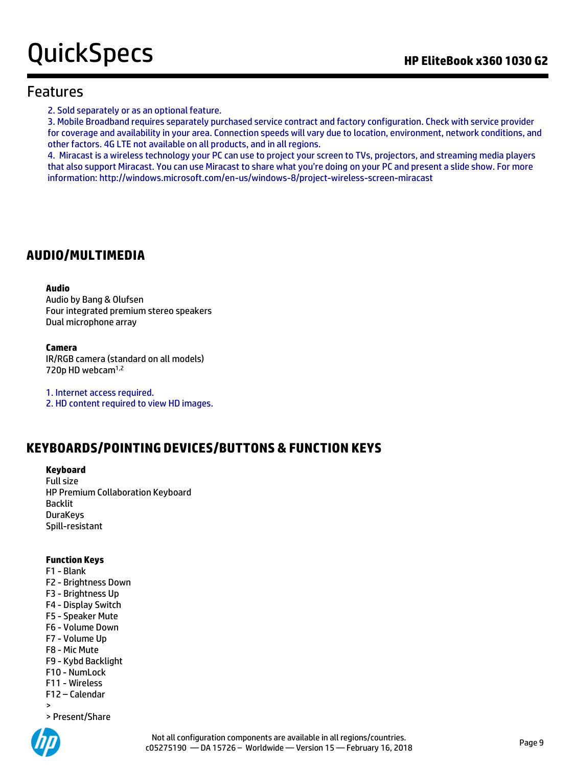## Features

2. Sold separately or as an optional feature.
3. Mobile Broadband requires separately purchased service contract and factory configuration. Check with service provider for coverage and availability in your area. Connection speeds will vary due to location, environment, network conditions, and other factors. 4G LTE not available on all products, and in all regions.
4. Miracast is a wireless technology your PC can use to project your screen to TVs, projectors, and streaming media players that also support Miracast. You can use Miracast to share what you're doing on your PC and present a slide show. For more information: http://windows.microsoft.com/en-us/windows-8/project-wireless-screen-miracast

## AUDIO/MULTIMEDIA

**Audio**
Audio by Bang & Olufsen
Four integrated premium stereo speakers
Dual microphone array

**Camera**
IR/RGB camera (standard on all models)
720p HD webcam[1,2]

1. Internet access required.
2. HD content required to view HD images.

## KEYBOARDS/POINTING DEVICES/BUTTONS & FUNCTION KEYS

**Keyboard**
Full size
HP Premium Collaboration Keyboard
Backlit
DuraKeys
Spill-resistant

**Function Keys**
F1 - Blank
F2 - Brightness Down
F3 - Brightness Up
F4 - Display Switch
F5 - Speaker Mute
F6 - Volume Down
F7 - Volume Up
F8 - Mic Mute
F9 - Kybd Backlight
F10 - NumLock
F11 - Wireless
F12 – Calendar
>
> Present/Share

Not all configuration components are available in all regions/countries.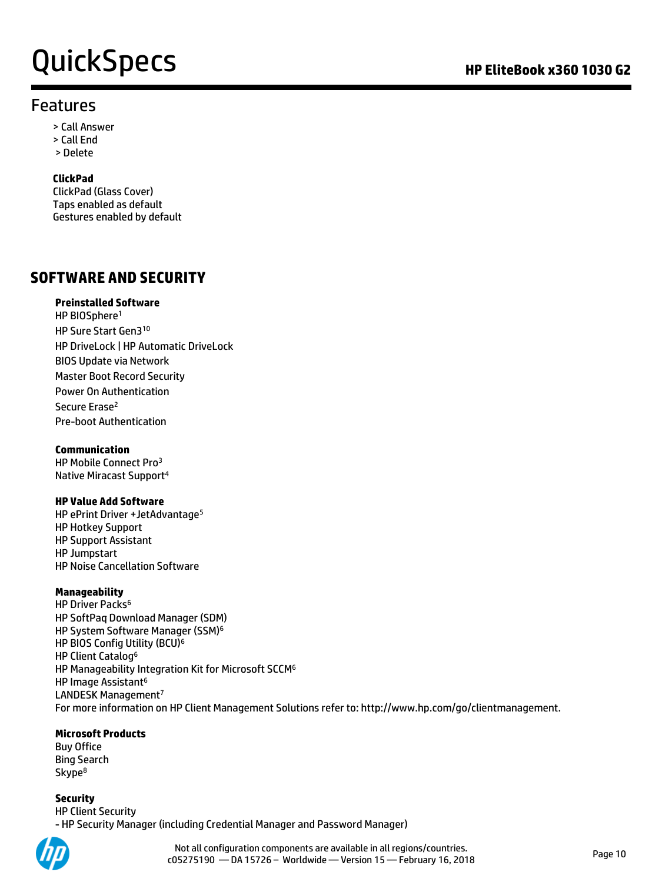## Features

> Call Answer
> Call End
> Delete

**ClickPad**
ClickPad (Glass Cover)
Taps enabled as default
Gestures enabled by default

## SOFTWARE AND SECURITY

**Preinstalled Software**
HP BIOSphere[1]
HP Sure Start Gen3[10]
HP DriveLock | HP Automatic DriveLock
BIOS Update via Network
Master Boot Record Security
Power On Authentication
Secure Erase[2]
Pre-boot Authentication

**Communication**
HP Mobile Connect Pro[3]
Native Miracast Support[4]

**HP Value Add Software**
HP ePrint Driver +JetAdvantage[5]
HP Hotkey Support
HP Support Assistant
HP Jumpstart
HP Noise Cancellation Software

**Manageability**
HP Driver Packs[6]
HP SoftPaq Download Manager (SDM)
HP System Software Manager (SSM)[6]
HP BIOS Config Utility (BCU)[6]
HP Client Catalog[6]
HP Manageability Integration Kit for Microsoft SCCM[6]
HP Image Assistant[6]
LANDESK Management[7]
For more information on HP Client Management Solutions refer to: http://www.hp.com/go/clientmanagement.

**Microsoft Products**
Buy Office
Bing Search
Skype[8]

**Security**
HP Client Security
- HP Security Manager (including Credential Manager and Password Manager)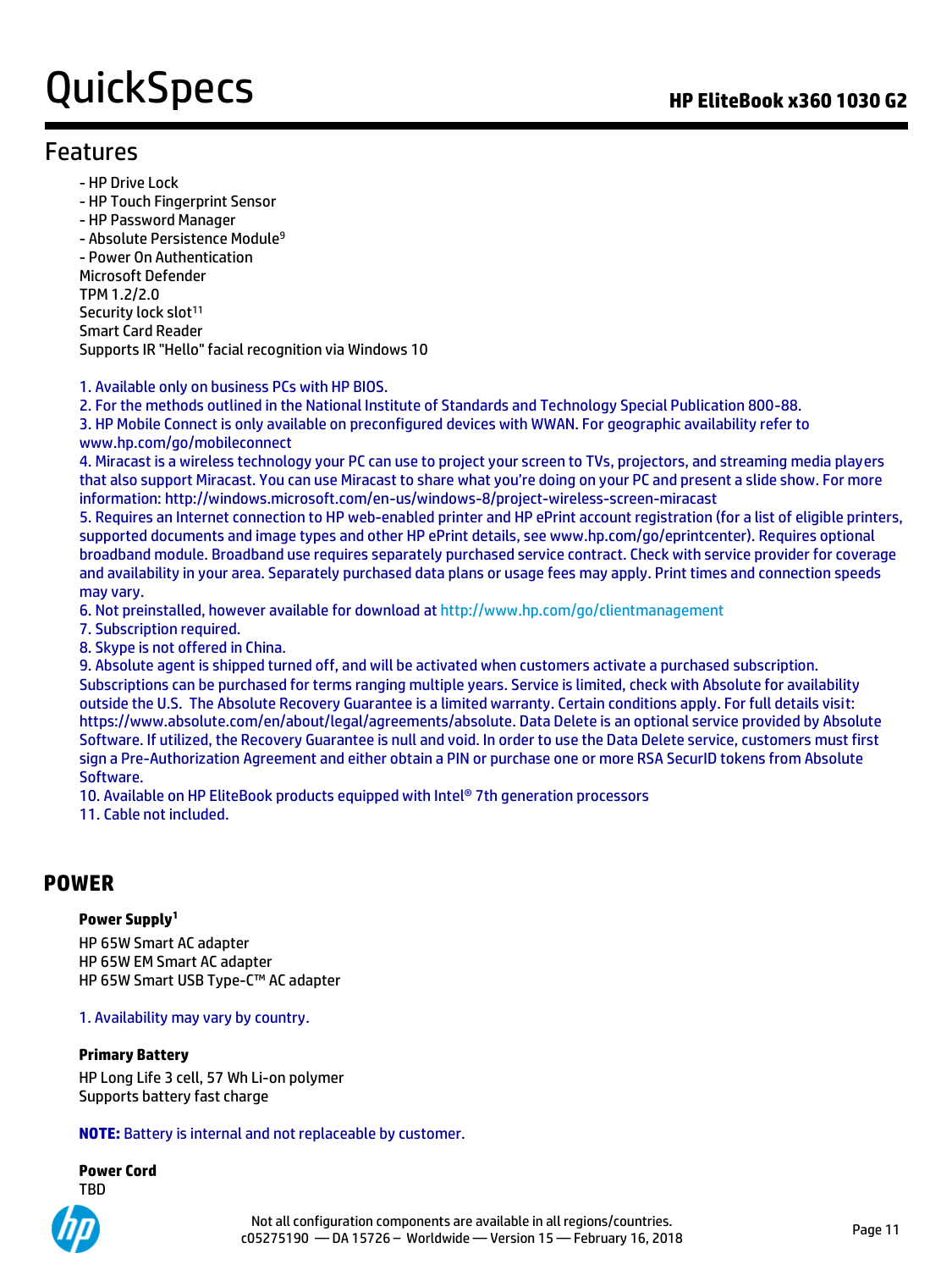## Features

- HP Drive Lock
- HP Touch Fingerprint Sensor
- HP Password Manager
- Absolute Persistence Module[9]
- Power On Authentication

Microsoft Defender
TPM 1.2/2.0
Security lock slot[11]
Smart Card Reader
Supports IR "Hello" facial recognition via Windows 10

1. Available only on business PCs with HP BIOS.
2. For the methods outlined in the National Institute of Standards and Technology Special Publication 800-88.
3. HP Mobile Connect is only available on preconfigured devices with WWAN. For geographic availability refer to www.hp.com/go/mobileconnect
4. Miracast is a wireless technology your PC can use to project your screen to TVs, projectors, and streaming media players that also support Miracast. You can use Miracast to share what you're doing on your PC and present a slide show. For more information: http://windows.microsoft.com/en-us/windows-8/project-wireless-screen-miracast
5. Requires an Internet connection to HP web-enabled printer and HP ePrint account registration (for a list of eligible printers, supported documents and image types and other HP ePrint details, see www.hp.com/go/eprintcenter). Requires optional broadband module. Broadband use requires separately purchased service contract. Check with service provider for coverage and availability in your area. Separately purchased data plans or usage fees may apply. Print times and connection speeds may vary.
6. Not preinstalled, however available for download at http://www.hp.com/go/clientmanagement
7. Subscription required.
8. Skype is not offered in China.
9. Absolute agent is shipped turned off, and will be activated when customers activate a purchased subscription. Subscriptions can be purchased for terms ranging multiple years. Service is limited, check with Absolute for availability outside the U.S. The Absolute Recovery Guarantee is a limited warranty. Certain conditions apply. For full details visit: https://www.absolute.com/en/about/legal/agreements/absolute. Data Delete is an optional service provided by Absolute Software. If utilized, the Recovery Guarantee is null and void. In order to use the Data Delete service, customers must first sign a Pre-Authorization Agreement and either obtain a PIN or purchase one or more RSA SecurID tokens from Absolute Software.
10. Available on HP EliteBook products equipped with Intel® 7th generation processors
11. Cable not included.

## POWER

**Power Supply[1]**

HP 65W Smart AC adapter
HP 65W EM Smart AC adapter
HP 65W Smart USB Type-C™ AC adapter

1. Availability may vary by country.

**Primary Battery**

HP Long Life 3 cell, 57 Wh Li-on polymer
Supports battery fast charge

**NOTE:** Battery is internal and not replaceable by customer.

**Power Cord**

TBD

Not all configuration components are available in all regions/countries.
c05275190 — DA 15726 – Worldwide — Version 15 — February 16, 2018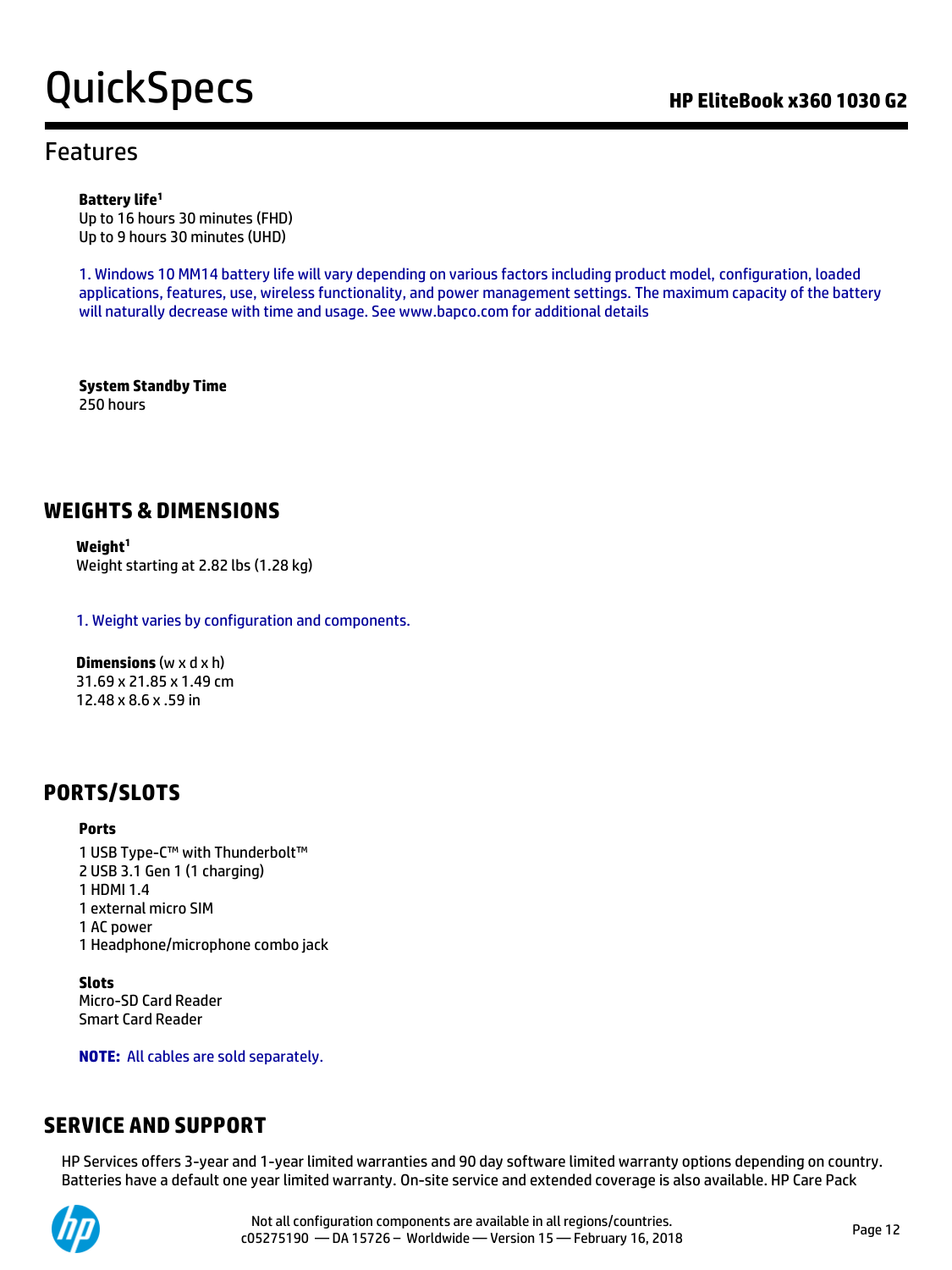## Features

**Battery life**[1]
Up to 16 hours 30 minutes (FHD)
Up to 9 hours 30 minutes (UHD)

1. Windows 10 MM14 battery life will vary depending on various factors including product model, configuration, loaded applications, features, use, wireless functionality, and power management settings. The maximum capacity of the battery will naturally decrease with time and usage. See www.bapco.com for additional details

**System Standby Time**
250 hours

## WEIGHTS & DIMENSIONS

**Weight**[1]
Weight starting at 2.82 lbs (1.28 kg)

1. Weight varies by configuration and components.

**Dimensions** (w x d x h)
31.69 x 21.85 x 1.49 cm
12.48 x 8.6 x .59 in

## PORTS/SLOTS

**Ports**

1 USB Type-C™ with Thunderbolt™
2 USB 3.1 Gen 1 (1 charging)
1 HDMI 1.4
1 external micro SIM
1 AC power
1 Headphone/microphone combo jack

**Slots**
Micro-SD Card Reader
Smart Card Reader

**NOTE:** All cables are sold separately.

## SERVICE AND SUPPORT

HP Services offers 3-year and 1-year limited warranties and 90 day software limited warranty options depending on country. Batteries have a default one year limited warranty. On-site service and extended coverage is also available. HP Care Pack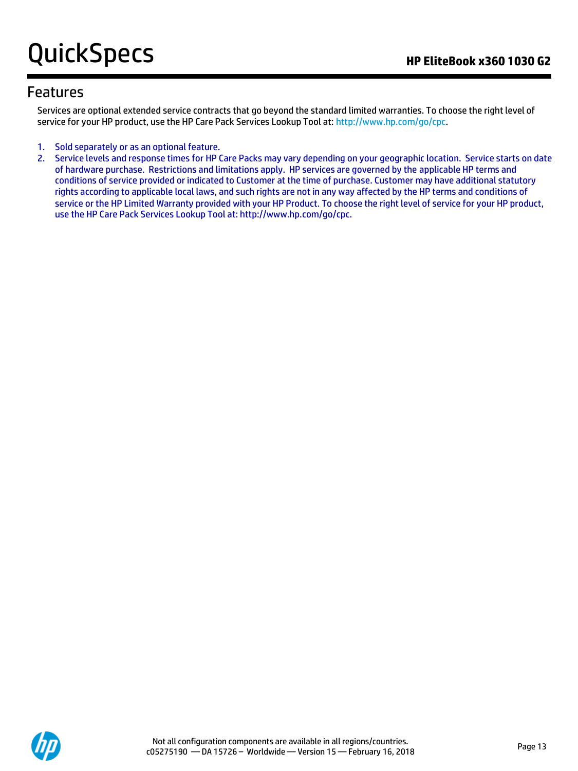## Features

Services are optional extended service contracts that go beyond the standard limited warranties. To choose the right level of service for your HP product, use the HP Care Pack Services Lookup Tool at: http://www.hp.com/go/cpc.

1. Sold separately or as an optional feature.
2. Service levels and response times for HP Care Packs may vary depending on your geographic location. Service starts on date of hardware purchase. Restrictions and limitations apply. HP services are governed by the applicable HP terms and conditions of service provided or indicated to Customer at the time of purchase. Customer may have additional statutory rights according to applicable local laws, and such rights are not in any way affected by the HP terms and conditions of service or the HP Limited Warranty provided with your HP Product. To choose the right level of service for your HP product, use the HP Care Pack Services Lookup Tool at: http://www.hp.com/go/cpc.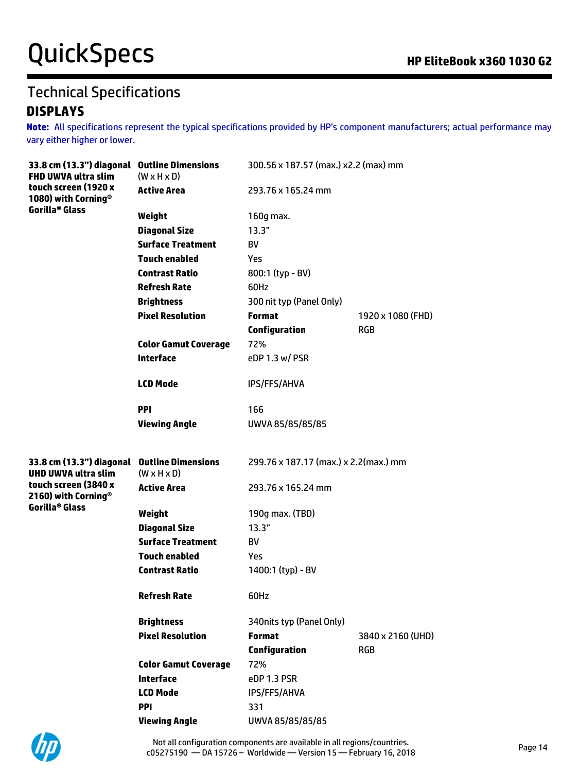## Technical Specifications

### DISPLAYS

**Note:** All specifications represent the typical specifications provided by HP's component manufacturers; actual performance may vary either higher or lower.

| | | | |
|---|---|---|---|
| **33.8 cm (13.3") diagonal FHD UWVA ultra slim touch screen (1920 x 1080) with Corning® Gorilla® Glass** | **Outline Dimensions** (W x H x D) | 300.56 x 187.57 (max.) x2.2 (max) mm | |
| | **Active Area** | 293.76 x 165.24 mm | |
| | **Weight** | 160g max. | |
| | **Diagonal Size** | 13.3" | |
| | **Surface Treatment** | BV | |
| | **Touch enabled** | Yes | |
| | **Contrast Ratio** | 800:1 (typ - BV) | |
| | **Refresh Rate** | 60Hz | |
| | **Brightness** | 300 nit typ (Panel Only) | |
| | **Pixel Resolution** | **Format** | 1920 x 1080 (FHD) |
| | | **Configuration** | RGB |
| | **Color Gamut Coverage** | 72% | |
| | **Interface** | eDP 1.3 w/ PSR | |
| | **LCD Mode** | IPS/FFS/AHVA | |
| | **PPI** | 166 | |
| | **Viewing Angle** | UWVA 85/85/85/85 | |
| **33.8 cm (13.3") diagonal UHD UWVA ultra slim touch screen (3840 x 2160) with Corning® Gorilla® Glass** | **Outline Dimensions** (W x H x D) | 299.76 x 187.17 (max.) x 2.2(max.) mm | |
| | **Active Area** | 293.76 x 165.24 mm | |
| | **Weight** | 190g max. (TBD) | |
| | **Diagonal Size** | 13.3" | |
| | **Surface Treatment** | BV | |
| | **Touch enabled** | Yes | |
| | **Contrast Ratio** | 1400:1 (typ) - BV | |
| | **Refresh Rate** | 60Hz | |
| | **Brightness** | 340nits typ (Panel Only) | |
| | **Pixel Resolution** | **Format** | 3840 x 2160 (UHD) |
| | | **Configuration** | RGB |
| | **Color Gamut Coverage** | 72% | |
| | **Interface** | eDP 1.3 PSR | |
| | **LCD Mode** | IPS/FFS/AHVA | |
| | **PPI** | 331 | |
| | **Viewing Angle** | UWVA 85/85/85/85 | |

Not all configuration components are available in all regions/countries.
c05275190 — DA 15726 – Worldwide — Version 15 — February 16, 2018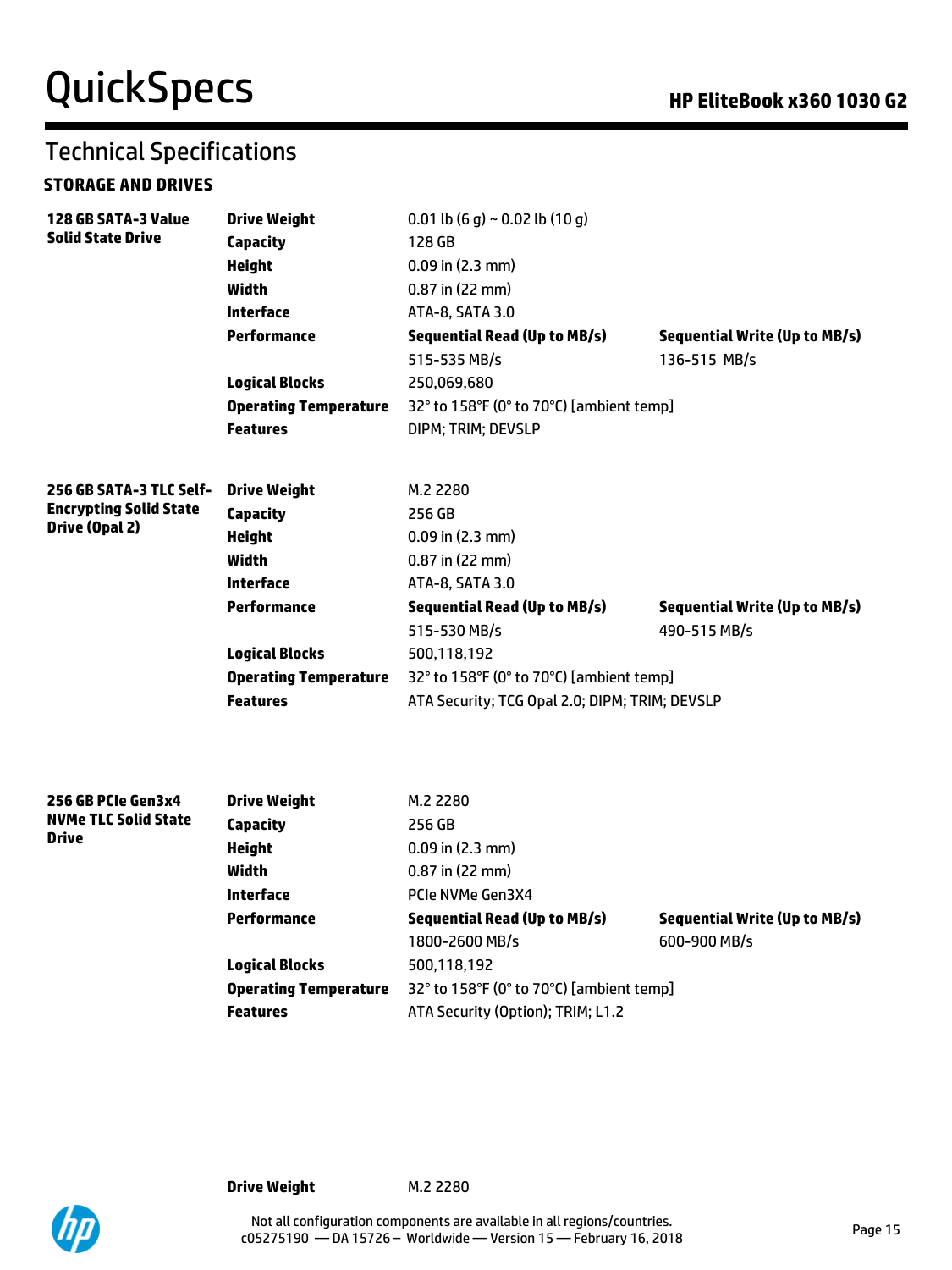## Technical Specifications

### STORAGE AND DRIVES

| | | | |
|---|---|---|---|
| **128 GB SATA-3 Value Solid State Drive** | **Drive Weight** | 0.01 lb (6 g) ~ 0.02 lb (10 g) | |
| | **Capacity** | 128 GB | |
| | **Height** | 0.09 in (2.3 mm) | |
| | **Width** | 0.87 in (22 mm) | |
| | **Interface** | ATA-8, SATA 3.0 | |
| | **Performance** | **Sequential Read (Up to MB/s)** | **Sequential Write (Up to MB/s)** |
| | | 515-535 MB/s | 136-515 MB/s |
| | **Logical Blocks** | 250,069,680 | |
| | **Operating Temperature** | 32° to 158°F (0° to 70°C) [ambient temp] | |
| | **Features** | DIPM; TRIM; DEVSLP | |
| **256 GB SATA-3 TLC Self-Encrypting Solid State Drive (Opal 2)** | **Drive Weight** | M.2 2280 | |
| | **Capacity** | 256 GB | |
| | **Height** | 0.09 in (2.3 mm) | |
| | **Width** | 0.87 in (22 mm) | |
| | **Interface** | ATA-8, SATA 3.0 | |
| | **Performance** | **Sequential Read (Up to MB/s)** | **Sequential Write (Up to MB/s)** |
| | | 515-530 MB/s | 490-515 MB/s |
| | **Logical Blocks** | 500,118,192 | |
| | **Operating Temperature** | 32° to 158°F (0° to 70°C) [ambient temp] | |
| | **Features** | ATA Security; TCG Opal 2.0; DIPM; TRIM; DEVSLP | |
| **256 GB PCIe Gen3x4 NVMe TLC Solid State Drive** | **Drive Weight** | M.2 2280 | |
| | **Capacity** | 256 GB | |
| | **Height** | 0.09 in (2.3 mm) | |
| | **Width** | 0.87 in (22 mm) | |
| | **Interface** | PCIe NVMe Gen3X4 | |
| | **Performance** | **Sequential Read (Up to MB/s)** | **Sequential Write (Up to MB/s)** |
| | | 1800-2600 MB/s | 600-900 MB/s |
| | **Logical Blocks** | 500,118,192 | |
| | **Operating Temperature** | 32° to 158°F (0° to 70°C) [ambient temp] | |
| | **Features** | ATA Security (Option); TRIM; L1.2 | |
| | **Drive Weight** | M.2 2280 | |

Not all configuration components are available in all regions/countries.
c05275190 — DA 15726 – Worldwide — Version 15 — February 16, 2018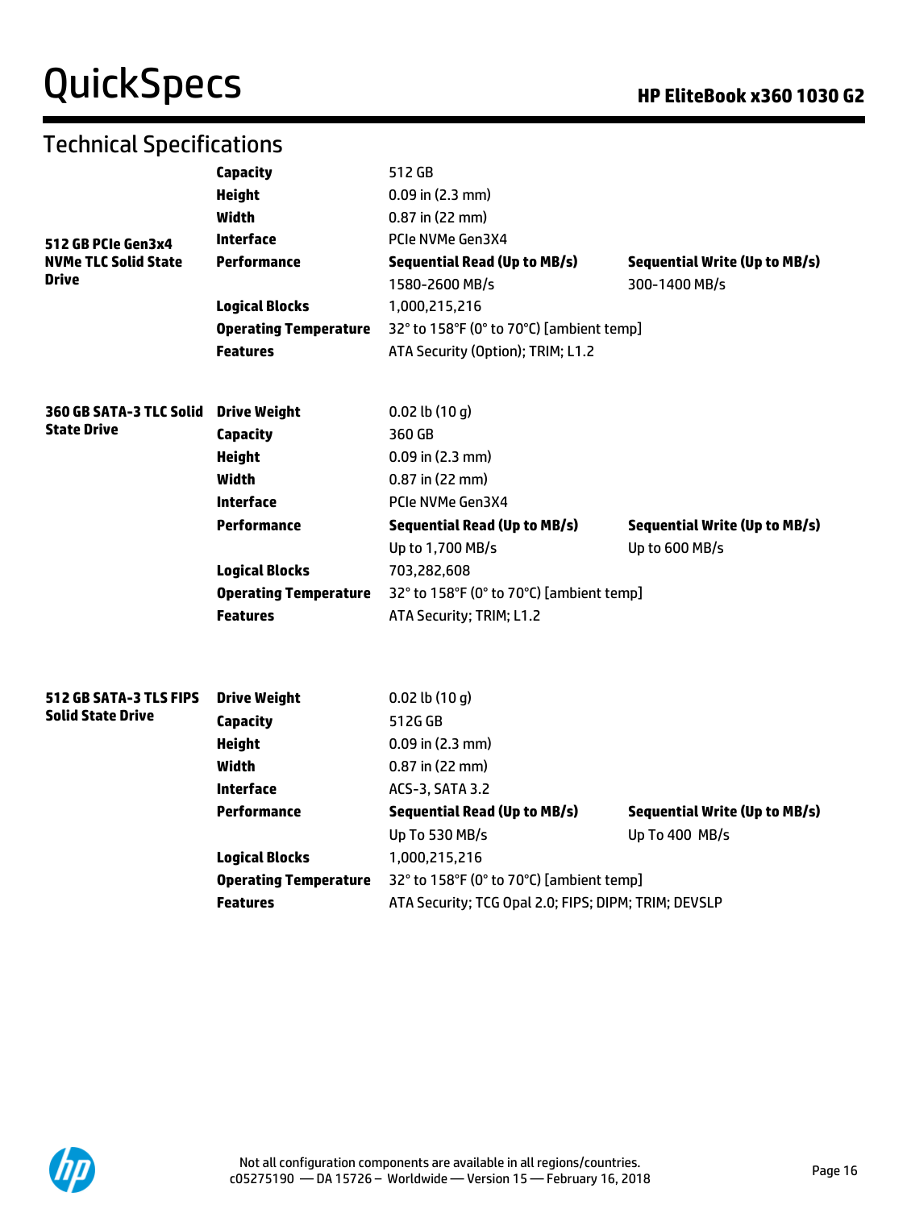## Technical Specifications

| | | | |
|---|---|---|---|
| **512 GB PCIe Gen3x4 NVMe TLC Solid State Drive** | **Capacity** | 512 GB | |
| | **Height** | 0.09 in (2.3 mm) | |
| | **Width** | 0.87 in (22 mm) | |
| | **Interface** | PCIe NVMe Gen3X4 | |
| | **Performance** | **Sequential Read (Up to MB/s)** | **Sequential Write (Up to MB/s)** |
| | | 1580-2600 MB/s | 300-1400 MB/s |
| | **Logical Blocks** | 1,000,215,216 | |
| | **Operating Temperature** | 32° to 158°F (0° to 70°C) [ambient temp] | |
| | **Features** | ATA Security (Option); TRIM; L1.2 | |

| | | | |
|---|---|---|---|
| **360 GB SATA-3 TLC Solid State Drive** | **Drive Weight** | 0.02 lb (10 g) | |
| | **Capacity** | 360 GB | |
| | **Height** | 0.09 in (2.3 mm) | |
| | **Width** | 0.87 in (22 mm) | |
| | **Interface** | PCIe NVMe Gen3X4 | |
| | **Performance** | **Sequential Read (Up to MB/s)** | **Sequential Write (Up to MB/s)** |
| | | Up to 1,700 MB/s | Up to 600 MB/s |
| | **Logical Blocks** | 703,282,608 | |
| | **Operating Temperature** | 32° to 158°F (0° to 70°C) [ambient temp] | |
| | **Features** | ATA Security; TRIM; L1.2 | |

| | | | |
|---|---|---|---|
| **512 GB SATA-3 TLS FIPS Solid State Drive** | **Drive Weight** | 0.02 lb (10 g) | |
| | **Capacity** | 512G GB | |
| | **Height** | 0.09 in (2.3 mm) | |
| | **Width** | 0.87 in (22 mm) | |
| | **Interface** | ACS-3, SATA 3.2 | |
| | **Performance** | **Sequential Read (Up to MB/s)** | **Sequential Write (Up to MB/s)** |
| | | Up To 530 MB/s | Up To 400 MB/s |
| | **Logical Blocks** | 1,000,215,216 | |
| | **Operating Temperature** | 32° to 158°F (0° to 70°C) [ambient temp] | |
| | **Features** | ATA Security; TCG Opal 2.0; FIPS; DIPM; TRIM; DEVSLP | |

Not all configuration components are available in all regions/countries.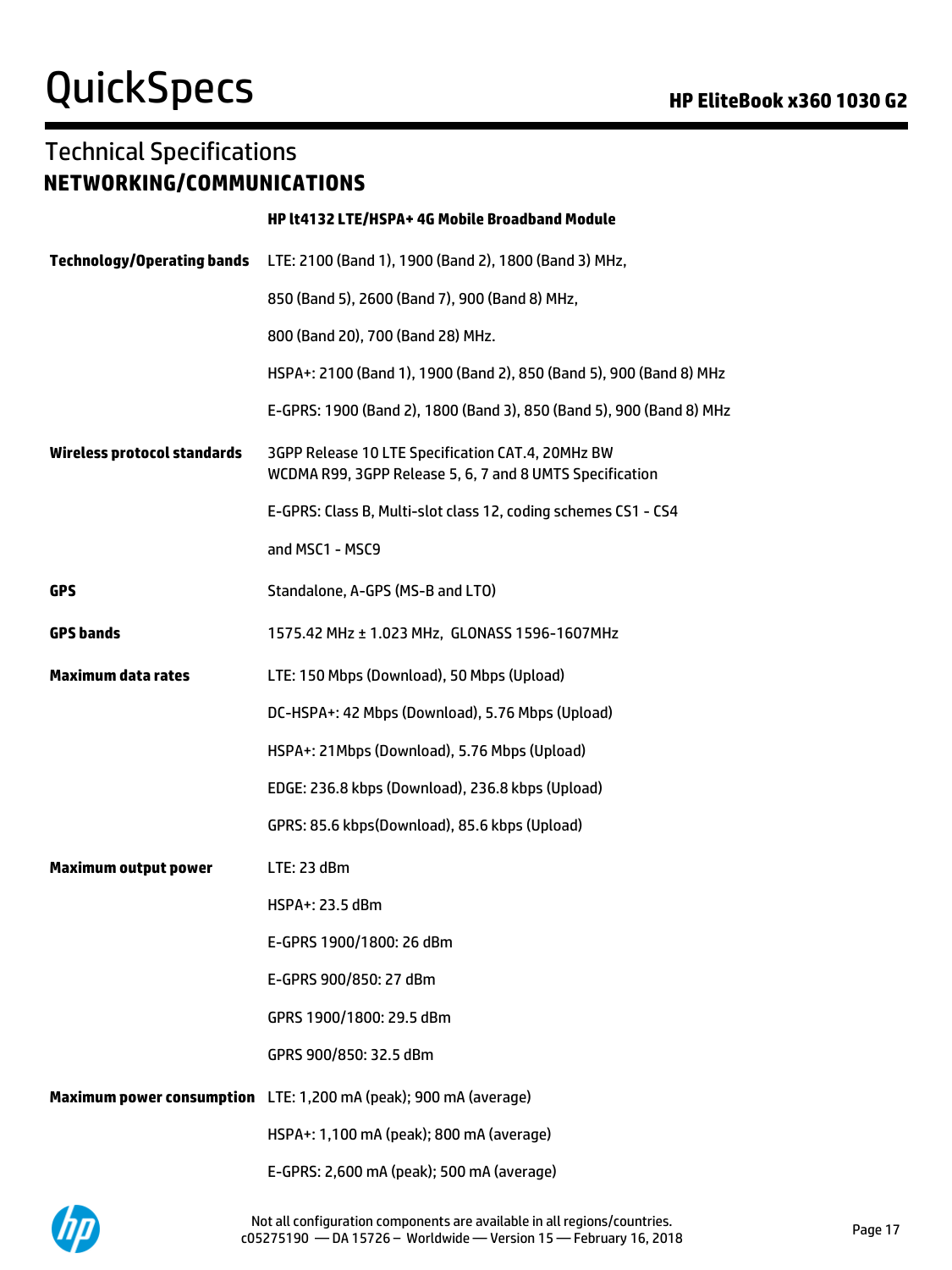## Technical Specifications

### NETWORKING/COMMUNICATIONS

| | HP lt4132 LTE/HSPA+ 4G Mobile Broadband Module |
|---|---|
| **Technology/Operating bands** | LTE: 2100 (Band 1), 1900 (Band 2), 1800 (Band 3) MHz, |
| | 850 (Band 5), 2600 (Band 7), 900 (Band 8) MHz, |
| | 800 (Band 20), 700 (Band 28) MHz. |
| | HSPA+: 2100 (Band 1), 1900 (Band 2), 850 (Band 5), 900 (Band 8) MHz |
| | E-GPRS: 1900 (Band 2), 1800 (Band 3), 850 (Band 5), 900 (Band 8) MHz |
| **Wireless protocol standards** | 3GPP Release 10 LTE Specification CAT.4, 20MHz BW<br>WCDMA R99, 3GPP Release 5, 6, 7 and 8 UMTS Specification |
| | E-GPRS: Class B, Multi-slot class 12, coding schemes CS1 - CS4 |
| | and MSC1 - MSC9 |
| **GPS** | Standalone, A-GPS (MS-B and LTO) |
| **GPS bands** | 1575.42 MHz ± 1.023 MHz, GLONASS 1596-1607MHz |
| **Maximum data rates** | LTE: 150 Mbps (Download), 50 Mbps (Upload) |
| | DC-HSPA+: 42 Mbps (Download), 5.76 Mbps (Upload) |
| | HSPA+: 21Mbps (Download), 5.76 Mbps (Upload) |
| | EDGE: 236.8 kbps (Download), 236.8 kbps (Upload) |
| | GPRS: 85.6 kbps(Download), 85.6 kbps (Upload) |
| **Maximum output power** | LTE: 23 dBm |
| | HSPA+: 23.5 dBm |
| | E-GPRS 1900/1800: 26 dBm |
| | E-GPRS 900/850: 27 dBm |
| | GPRS 1900/1800: 29.5 dBm |
| | GPRS 900/850: 32.5 dBm |
| **Maximum power consumption** | LTE: 1,200 mA (peak); 900 mA (average) |
| | HSPA+: 1,100 mA (peak); 800 mA (average) |
| | E-GPRS: 2,600 mA (peak); 500 mA (average) |

Not all configuration components are available in all regions/countries.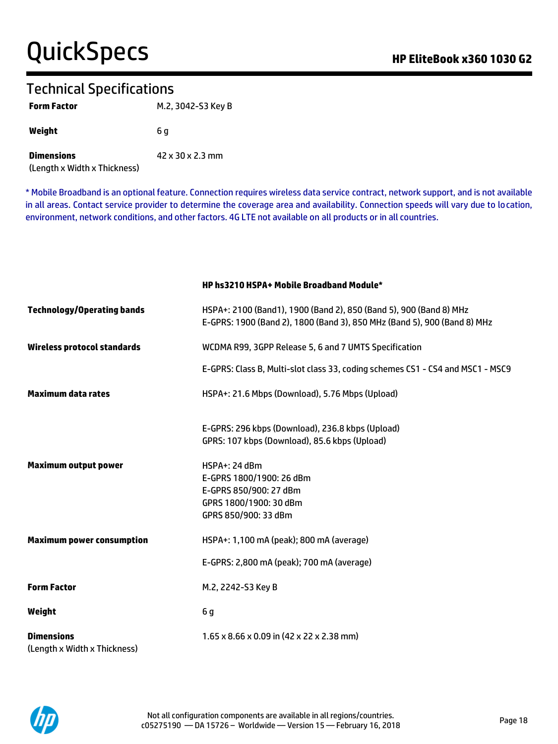## Technical Specifications

| | |
|---|---|
| **Form Factor** | M.2, 3042-S3 Key B |
| **Weight** | 6 g |
| **Dimensions** (Length x Width x Thickness) | 42 x 30 x 2.3 mm |

* Mobile Broadband is an optional feature. Connection requires wireless data service contract, network support, and is not available in all areas. Contact service provider to determine the coverage area and availability. Connection speeds will vary due to location, environment, network conditions, and other factors. 4G LTE not available on all products or in all countries.

| | **HP hs3210 HSPA+ Mobile Broadband Module*** |
|---|---|
| **Technology/Operating bands** | HSPA+: 2100 (Band1), 1900 (Band 2), 850 (Band 5), 900 (Band 8) MHz<br>E-GPRS: 1900 (Band 2), 1800 (Band 3), 850 MHz (Band 5), 900 (Band 8) MHz |
| **Wireless protocol standards** | WCDMA R99, 3GPP Release 5, 6 and 7 UMTS Specification |
| | E-GPRS: Class B, Multi-slot class 33, coding schemes CS1 - CS4 and MSC1 - MSC9 |
| **Maximum data rates** | HSPA+: 21.6 Mbps (Download), 5.76 Mbps (Upload) |
| | E-GPRS: 296 kbps (Download), 236.8 kbps (Upload)<br>GPRS: 107 kbps (Download), 85.6 kbps (Upload) |
| **Maximum output power** | HSPA+: 24 dBm<br>E-GPRS 1800/1900: 26 dBm<br>E-GPRS 850/900: 27 dBm<br>GPRS 1800/1900: 30 dBm<br>GPRS 850/900: 33 dBm |
| **Maximum power consumption** | HSPA+: 1,100 mA (peak); 800 mA (average) |
| | E-GPRS: 2,800 mA (peak); 700 mA (average) |
| **Form Factor** | M.2, 2242-S3 Key B |
| **Weight** | 6 g |
| **Dimensions** (Length x Width x Thickness) | 1.65 x 8.66 x 0.09 in (42 x 22 x 2.38 mm) |

Not all configuration components are available in all regions/countries.
c05275190 — DA 15726 – Worldwide — Version 15 — February 16, 2018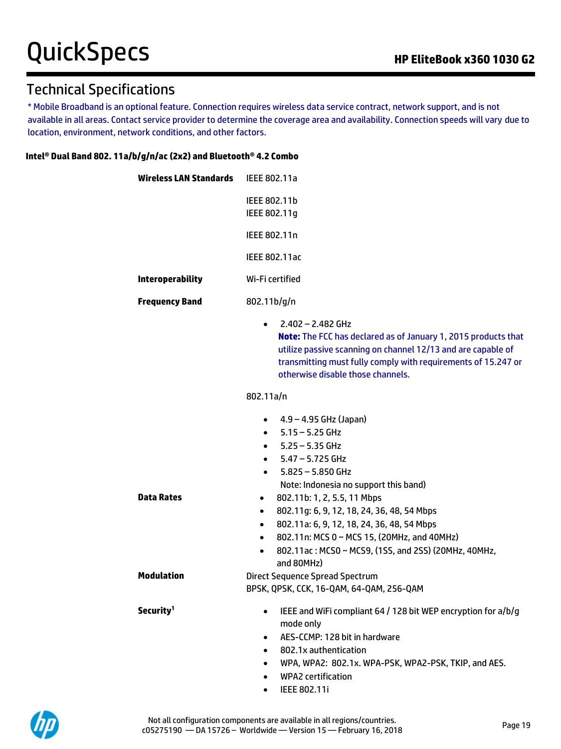## Technical Specifications

* Mobile Broadband is an optional feature. Connection requires wireless data service contract, network support, and is not available in all areas. Contact service provider to determine the coverage area and availability. Connection speeds will vary due to location, environment, network conditions, and other factors.

**Intel® Dual Band 802. 11a/b/g/n/ac (2x2) and Bluetooth® 4.2 Combo**

**Wireless LAN Standards**

IEEE 802.11a

IEEE 802.11b
IEEE 802.11g

IEEE 802.11n

IEEE 802.11ac

**Interoperability**

Wi-Fi certified

**Frequency Band**

802.11b/g/n

- 2.402 – 2.482 GHz
  **Note:** The FCC has declared as of January 1, 2015 products that utilize passive scanning on channel 12/13 and are capable of transmitting must fully comply with requirements of 15.247 or otherwise disable those channels.

802.11a/n

- 4.9 – 4.95 GHz (Japan)
- 5.15 – 5.25 GHz
- 5.25 – 5.35 GHz
- 5.47 – 5.725 GHz
- 5.825 – 5.850 GHz
  Note: Indonesia no support this band)

**Data Rates**

- 802.11b: 1, 2, 5.5, 11 Mbps
- 802.11g: 6, 9, 12, 18, 24, 36, 48, 54 Mbps
- 802.11a: 6, 9, 12, 18, 24, 36, 48, 54 Mbps
- 802.11n: MCS 0 ~ MCS 15, (20MHz, and 40MHz)
- 802.11ac : MCS0 ~ MCS9, (1SS, and 2SS) (20MHz, 40MHz, and 80MHz)

**Modulation**

Direct Sequence Spread Spectrum
BPSK, QPSK, CCK, 16-QAM, 64-QAM, 256-QAM

**Security[1]**

- IEEE and WiFi compliant 64 / 128 bit WEP encryption for a/b/g mode only
- AES-CCMP: 128 bit in hardware
- 802.1x authentication
- WPA, WPA2: 802.1x. WPA-PSK, WPA2-PSK, TKIP, and AES.
- WPA2 certification
- IEEE 802.11i

Not all configuration components are available in all regions/countries.
c05275190 — DA 15726 – Worldwide — Version 15 — February 16, 2018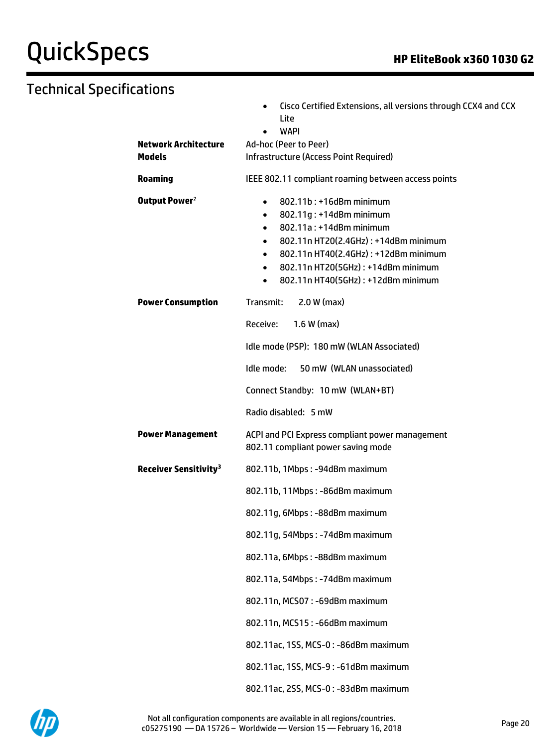## Technical Specifications

|  |  |
|---|---|
|  | • Cisco Certified Extensions, all versions through CCX4 and CCX Lite<br>• WAPI |
| **Network Architecture Models** | Ad-hoc (Peer to Peer)<br>Infrastructure (Access Point Required) |
| **Roaming** | IEEE 802.11 compliant roaming between access points |
| **Output Power**[2] | • 802.11b : +16dBm minimum<br>• 802.11g : +14dBm minimum<br>• 802.11a : +14dBm minimum<br>• 802.11n HT20(2.4GHz) : +14dBm minimum<br>• 802.11n HT40(2.4GHz) : +12dBm minimum<br>• 802.11n HT20(5GHz) : +14dBm minimum<br>• 802.11n HT40(5GHz) : +12dBm minimum |
| **Power Consumption** | Transmit: 2.0 W (max)<br><br>Receive: 1.6 W (max)<br><br>Idle mode (PSP): 180 mW (WLAN Associated)<br><br>Idle mode: 50 mW (WLAN unassociated)<br><br>Connect Standby: 10 mW (WLAN+BT)<br><br>Radio disabled: 5 mW |
| **Power Management** | ACPI and PCI Express compliant power management<br>802.11 compliant power saving mode |
| **Receiver Sensitivity**[3] | 802.11b, 1Mbps : -94dBm maximum<br><br>802.11b, 11Mbps : -86dBm maximum<br><br>802.11g, 6Mbps : -88dBm maximum<br><br>802.11g, 54Mbps : -74dBm maximum<br><br>802.11a, 6Mbps : -88dBm maximum<br><br>802.11a, 54Mbps : -74dBm maximum<br><br>802.11n, MCS07 : -69dBm maximum<br><br>802.11n, MCS15 : -66dBm maximum<br><br>802.11ac, 1SS, MCS-0 : -86dBm maximum<br><br>802.11ac, 1SS, MCS-9 : -61dBm maximum<br><br>802.11ac, 2SS, MCS-0 : -83dBm maximum |

Not all configuration components are available in all regions/countries.
c05275190 — DA 15726 – Worldwide — Version 15 — February 16, 2018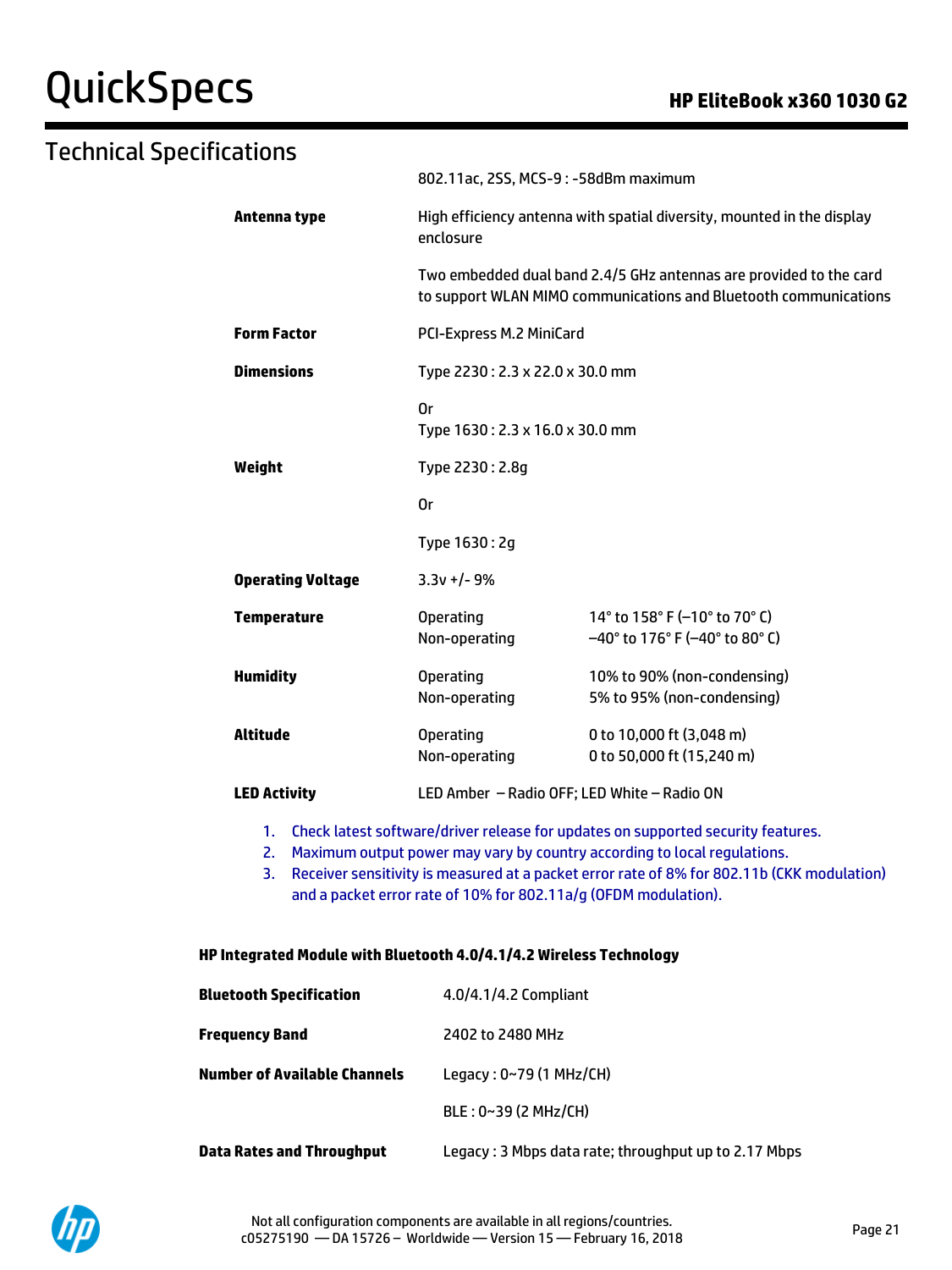## Technical Specifications

| | | |
|---|---|---|
| | 802.11ac, 2SS, MCS-9 : -58dBm maximum | |
| **Antenna type** | High efficiency antenna with spatial diversity, mounted in the display enclosure | |
| | Two embedded dual band 2.4/5 GHz antennas are provided to the card to support WLAN MIMO communications and Bluetooth communications | |
| **Form Factor** | PCI-Express M.2 MiniCard | |
| **Dimensions** | Type 2230 : 2.3 x 22.0 x 30.0 mm | |
| | Or<br>Type 1630 : 2.3 x 16.0 x 30.0 mm | |
| **Weight** | Type 2230 : 2.8g | |
| | Or | |
| | Type 1630 : 2g | |
| **Operating Voltage** | 3.3v +/- 9% | |
| **Temperature** | Operating<br>Non-operating | 14° to 158° F (–10° to 70° C)<br>–40° to 176° F (–40° to 80° C) |
| **Humidity** | Operating<br>Non-operating | 10% to 90% (non-condensing)<br>5% to 95% (non-condensing) |
| **Altitude** | Operating<br>Non-operating | 0 to 10,000 ft (3,048 m)<br>0 to 50,000 ft (15,240 m) |
| **LED Activity** | LED Amber – Radio OFF; LED White – Radio ON | |

1. Check latest software/driver release for updates on supported security features.
2. Maximum output power may vary by country according to local regulations.
3. Receiver sensitivity is measured at a packet error rate of 8% for 802.11b (CKK modulation) and a packet error rate of 10% for 802.11a/g (OFDM modulation).

**HP Integrated Module with Bluetooth 4.0/4.1/4.2 Wireless Technology**

| | |
|---|---|
| **Bluetooth Specification** | 4.0/4.1/4.2 Compliant |
| **Frequency Band** | 2402 to 2480 MHz |
| **Number of Available Channels** | Legacy : 0~79 (1 MHz/CH) |
| | BLE : 0~39 (2 MHz/CH) |
| **Data Rates and Throughput** | Legacy : 3 Mbps data rate; throughput up to 2.17 Mbps |

Not all configuration components are available in all regions/countries.
c05275190 — DA 15726 – Worldwide — Version 15 — February 16, 2018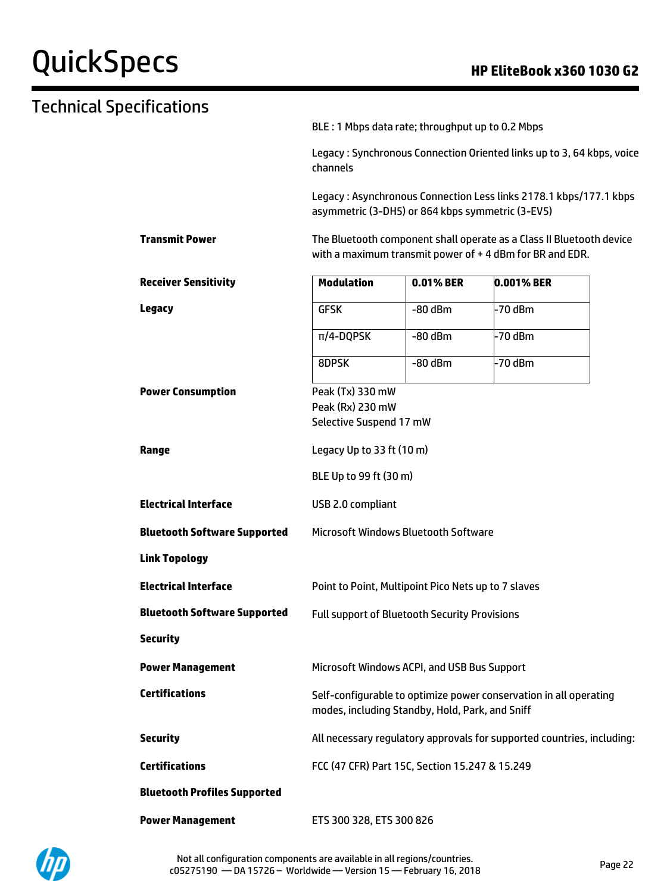## Technical Specifications

BLE : 1 Mbps data rate; throughput up to 0.2 Mbps

Legacy : Synchronous Connection Oriented links up to 3, 64 kbps, voice channels

Legacy : Asynchronous Connection Less links 2178.1 kbps/177.1 kbps asymmetric (3-DH5) or 864 kbps symmetric (3-EV5)

**Transmit Power**

The Bluetooth component shall operate as a Class II Bluetooth device with a maximum transmit power of + 4 dBm for BR and EDR.

**Receiver Sensitivity**

**Legacy**

| Modulation | 0.01% BER | 0.001% BER |
|---|---|---|
| GFSK | -80 dBm | -70 dBm |
| π/4-DQPSK | -80 dBm | -70 dBm |
| 8DPSK | -80 dBm | -70 dBm |

**Power Consumption**

Peak (Tx) 330 mW
Peak (Rx) 230 mW
Selective Suspend 17 mW

**Range**

Legacy Up to 33 ft (10 m)

BLE Up to 99 ft (30 m)

**Electrical Interface**

USB 2.0 compliant

**Bluetooth Software Supported**

Microsoft Windows Bluetooth Software

**Link Topology**

**Electrical Interface**

Point to Point, Multipoint Pico Nets up to 7 slaves

**Bluetooth Software Supported**

Full support of Bluetooth Security Provisions

**Security**

**Power Management**

Microsoft Windows ACPI, and USB Bus Support

**Certifications**

Self-configurable to optimize power conservation in all operating modes, including Standby, Hold, Park, and Sniff

**Security**

All necessary regulatory approvals for supported countries, including:

**Certifications**

FCC (47 CFR) Part 15C, Section 15.247 & 15.249

**Bluetooth Profiles Supported**

**Power Management**

ETS 300 328, ETS 300 826

Not all configuration components are available in all regions/countries.
c05275190 — DA 15726 – Worldwide — Version 15 — February 16, 2018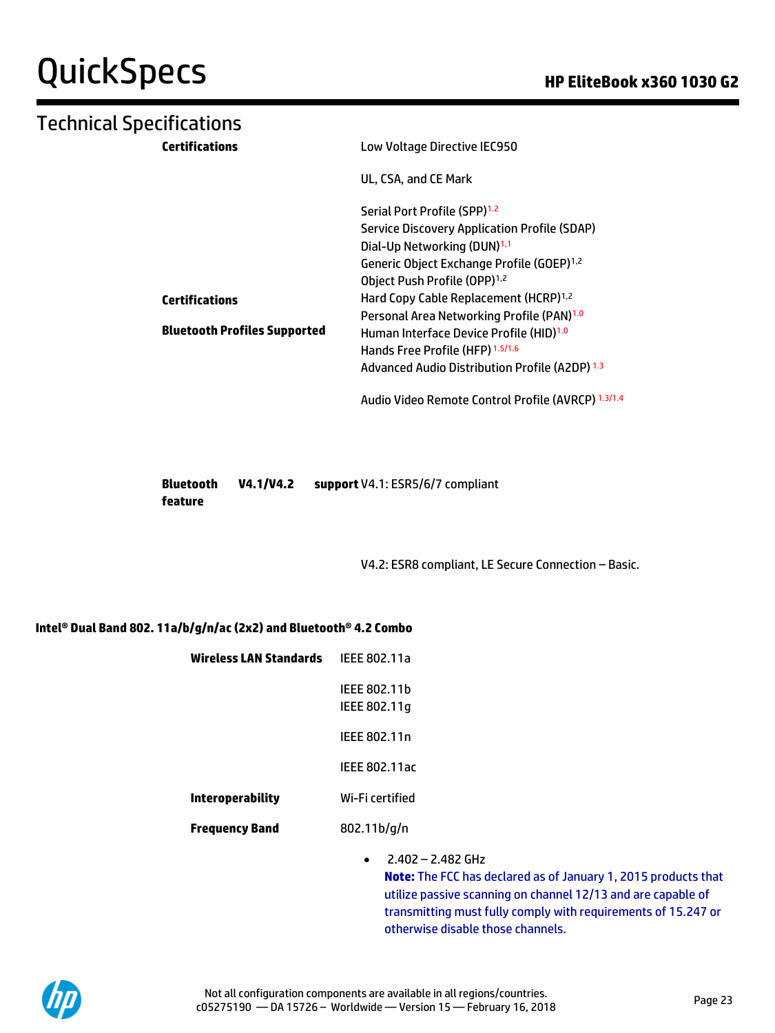## Technical Specifications

| | |
|---|---|
| **Certifications** | Low Voltage Directive IEC950 |
| | UL, CSA, and CE Mark |
| **Certifications**<br><br>**Bluetooth Profiles Supported** | Serial Port Profile (SPP)[1.2]<br>Service Discovery Application Profile (SDAP)<br>Dial-Up Networking (DUN)[1.1]<br>Generic Object Exchange Profile (GOEP)[1.2]<br>Object Push Profile (OPP)[1.2]<br>Hard Copy Cable Replacement (HCRP)[1.2]<br>Personal Area Networking Profile (PAN)[1.0]<br>Human Interface Device Profile (HID)[1.0]<br>Hands Free Profile (HFP) [1.5/1.6]<br>Advanced Audio Distribution Profile (A2DP) [1.3]<br><br>Audio Video Remote Control Profile (AVRCP) [1.3/1.4] |
| **Bluetooth V4.1/V4.2 support feature** | V4.1: ESR5/6/7 compliant<br><br>V4.2: ESR8 compliant, LE Secure Connection – Basic. |

### Intel® Dual Band 802. 11a/b/g/n/ac (2x2) and Bluetooth® 4.2 Combo

| | |
|---|---|
| **Wireless LAN Standards** | IEEE 802.11a<br><br>IEEE 802.11b<br>IEEE 802.11g<br><br>IEEE 802.11n<br><br>IEEE 802.11ac |
| **Interoperability** | Wi-Fi certified |
| **Frequency Band** | 802.11b/g/n<br><br>• 2.402 – 2.482 GHz<br>**Note:** The FCC has declared as of January 1, 2015 products that utilize passive scanning on channel 12/13 and are capable of transmitting must fully comply with requirements of 15.247 or otherwise disable those channels. |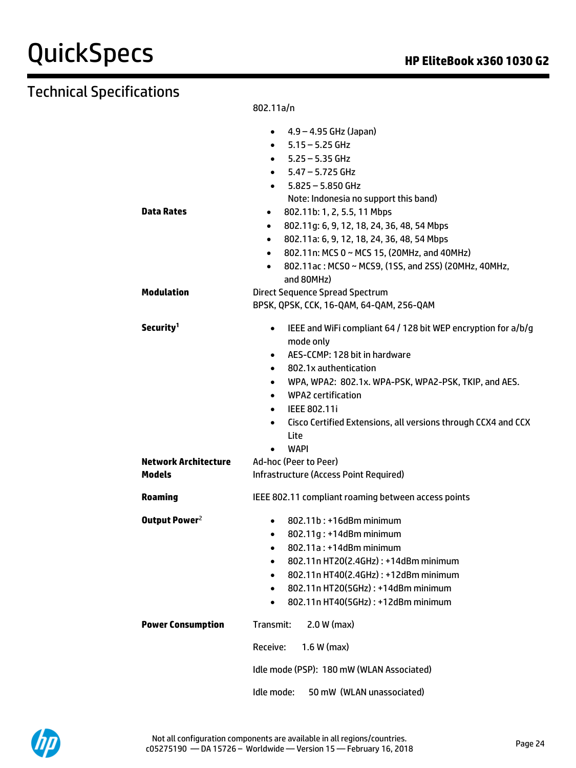## Technical Specifications

| | |
|---|---|
| | 802.11a/n<br>• 4.9 – 4.95 GHz (Japan)<br>• 5.15 – 5.25 GHz<br>• 5.25 – 5.35 GHz<br>• 5.47 – 5.725 GHz<br>• 5.825 – 5.850 GHz<br>Note: Indonesia no support this band) |
| **Data Rates** | • 802.11b: 1, 2, 5.5, 11 Mbps<br>• 802.11g: 6, 9, 12, 18, 24, 36, 48, 54 Mbps<br>• 802.11a: 6, 9, 12, 18, 24, 36, 48, 54 Mbps<br>• 802.11n: MCS 0 ~ MCS 15, (20MHz, and 40MHz)<br>• 802.11ac : MCS0 ~ MCS9, (1SS, and 2SS) (20MHz, 40MHz, and 80MHz) |
| **Modulation** | Direct Sequence Spread Spectrum<br>BPSK, QPSK, CCK, 16-QAM, 64-QAM, 256-QAM |
| **Security**[1] | • IEEE and WiFi compliant 64 / 128 bit WEP encryption for a/b/g mode only<br>• AES-CCMP: 128 bit in hardware<br>• 802.1x authentication<br>• WPA, WPA2: 802.1x. WPA-PSK, WPA2-PSK, TKIP, and AES.<br>• WPA2 certification<br>• IEEE 802.11i<br>• Cisco Certified Extensions, all versions through CCX4 and CCX Lite<br>• WAPI |
| **Network Architecture Models** | Ad-hoc (Peer to Peer)<br>Infrastructure (Access Point Required) |
| **Roaming** | IEEE 802.11 compliant roaming between access points |
| **Output Power**[2] | • 802.11b : +16dBm minimum<br>• 802.11g : +14dBm minimum<br>• 802.11a : +14dBm minimum<br>• 802.11n HT20(2.4GHz) : +14dBm minimum<br>• 802.11n HT40(2.4GHz) : +12dBm minimum<br>• 802.11n HT20(5GHz) : +14dBm minimum<br>• 802.11n HT40(5GHz) : +12dBm minimum |
| **Power Consumption** | Transmit: 2.0 W (max)<br>Receive: 1.6 W (max)<br>Idle mode (PSP): 180 mW (WLAN Associated)<br>Idle mode: 50 mW (WLAN unassociated) |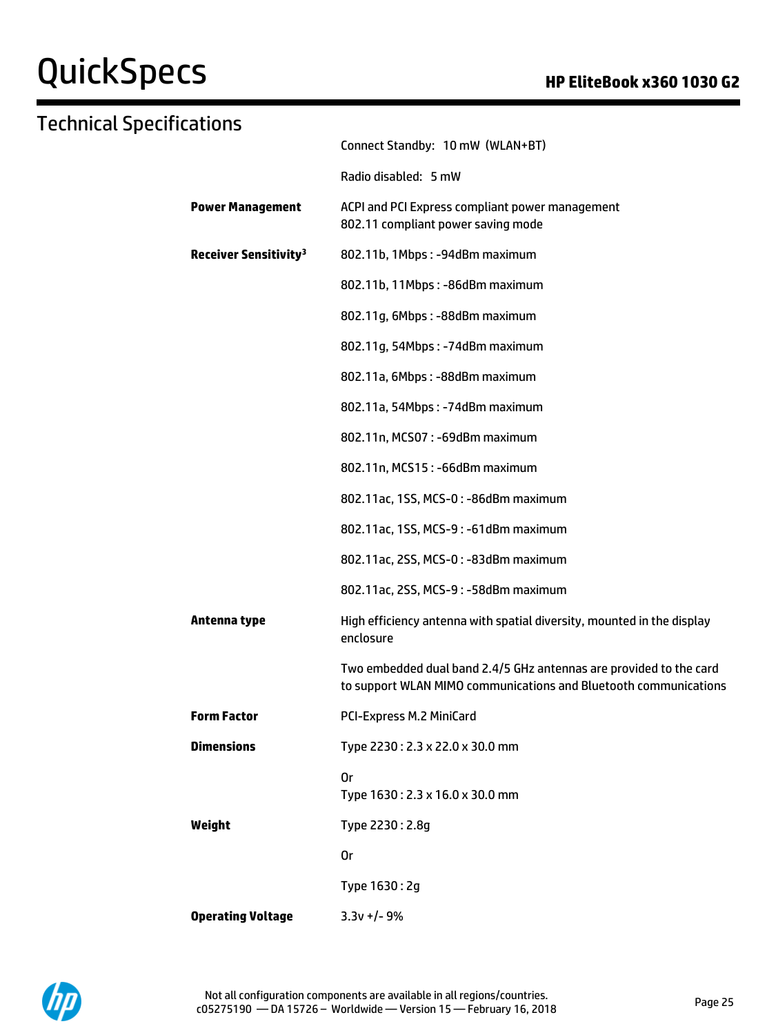## Technical Specifications

| | |
|---|---|
| | Connect Standby: 10 mW (WLAN+BT) |
| | Radio disabled: 5 mW |
| **Power Management** | ACPI and PCI Express compliant power management<br>802.11 compliant power saving mode |
| **Receiver Sensitivity[3]** | 802.11b, 1Mbps : -94dBm maximum |
| | 802.11b, 11Mbps : -86dBm maximum |
| | 802.11g, 6Mbps : -88dBm maximum |
| | 802.11g, 54Mbps : -74dBm maximum |
| | 802.11a, 6Mbps : -88dBm maximum |
| | 802.11a, 54Mbps : -74dBm maximum |
| | 802.11n, MCS07 : -69dBm maximum |
| | 802.11n, MCS15 : -66dBm maximum |
| | 802.11ac, 1SS, MCS-0 : -86dBm maximum |
| | 802.11ac, 1SS, MCS-9 : -61dBm maximum |
| | 802.11ac, 2SS, MCS-0 : -83dBm maximum |
| | 802.11ac, 2SS, MCS-9 : -58dBm maximum |
| **Antenna type** | High efficiency antenna with spatial diversity, mounted in the display enclosure |
| | Two embedded dual band 2.4/5 GHz antennas are provided to the card to support WLAN MIMO communications and Bluetooth communications |
| **Form Factor** | PCI-Express M.2 MiniCard |
| **Dimensions** | Type 2230 : 2.3 x 22.0 x 30.0 mm |
| | Or<br>Type 1630 : 2.3 x 16.0 x 30.0 mm |
| **Weight** | Type 2230 : 2.8g |
| | Or |
| | Type 1630 : 2g |
| **Operating Voltage** | 3.3v +/- 9% |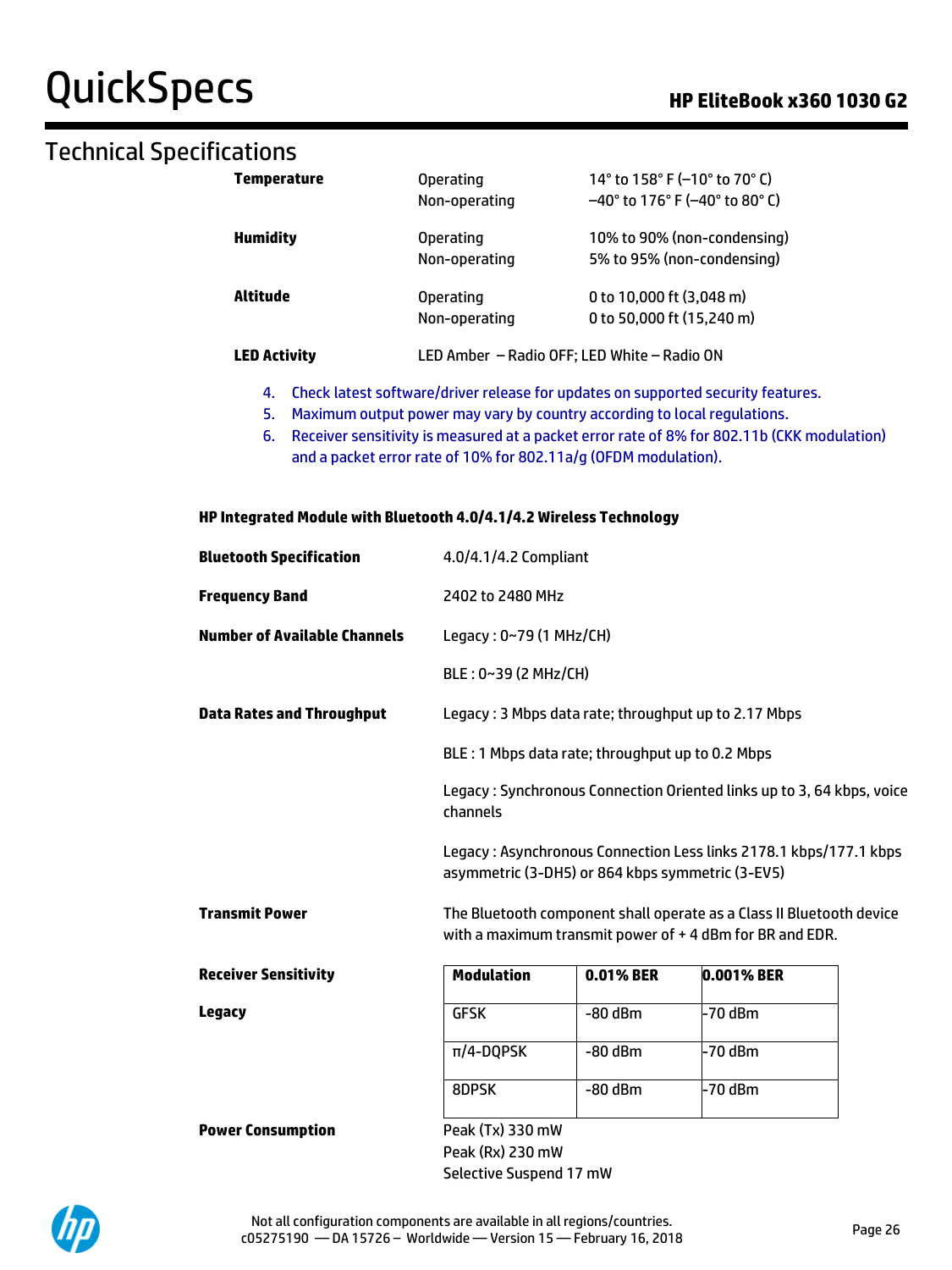## Technical Specifications

| | | |
|---|---|---|
| **Temperature** | Operating | 14° to 158° F (–10° to 70° C) |
| | Non-operating | –40° to 176° F (–40° to 80° C) |
| **Humidity** | Operating | 10% to 90% (non-condensing) |
| | Non-operating | 5% to 95% (non-condensing) |
| **Altitude** | Operating | 0 to 10,000 ft (3,048 m) |
| | Non-operating | 0 to 50,000 ft (15,240 m) |
| **LED Activity** | LED Amber – Radio OFF; LED White – Radio ON | |

4. Check latest software/driver release for updates on supported security features.
5. Maximum output power may vary by country according to local regulations.
6. Receiver sensitivity is measured at a packet error rate of 8% for 802.11b (CKK modulation) and a packet error rate of 10% for 802.11a/g (OFDM modulation).

### HP Integrated Module with Bluetooth 4.0/4.1/4.2 Wireless Technology

**Bluetooth Specification** 4.0/4.1/4.2 Compliant

**Frequency Band** 2402 to 2480 MHz

**Number of Available Channels**
Legacy : 0~79 (1 MHz/CH)

BLE : 0~39 (2 MHz/CH)

**Data Rates and Throughput**
Legacy : 3 Mbps data rate; throughput up to 2.17 Mbps

BLE : 1 Mbps data rate; throughput up to 0.2 Mbps

Legacy : Synchronous Connection Oriented links up to 3, 64 kbps, voice channels

Legacy : Asynchronous Connection Less links 2178.1 kbps/177.1 kbps asymmetric (3-DH5) or 864 kbps symmetric (3-EV5)

**Transmit Power**
The Bluetooth component shall operate as a Class II Bluetooth device with a maximum transmit power of + 4 dBm for BR and EDR.

**Receiver Sensitivity**

**Legacy**

| Modulation | 0.01% BER | 0.001% BER |
|---|---|---|
| GFSK | -80 dBm | -70 dBm |
| π/4-DQPSK | -80 dBm | -70 dBm |
| 8DPSK | -80 dBm | -70 dBm |

**Power Consumption**
Peak (Tx) 330 mW
Peak (Rx) 230 mW
Selective Suspend 17 mW

Not all configuration components are available in all regions/countries.
c05275190 — DA 15726 – Worldwide — Version 15 — February 16, 2018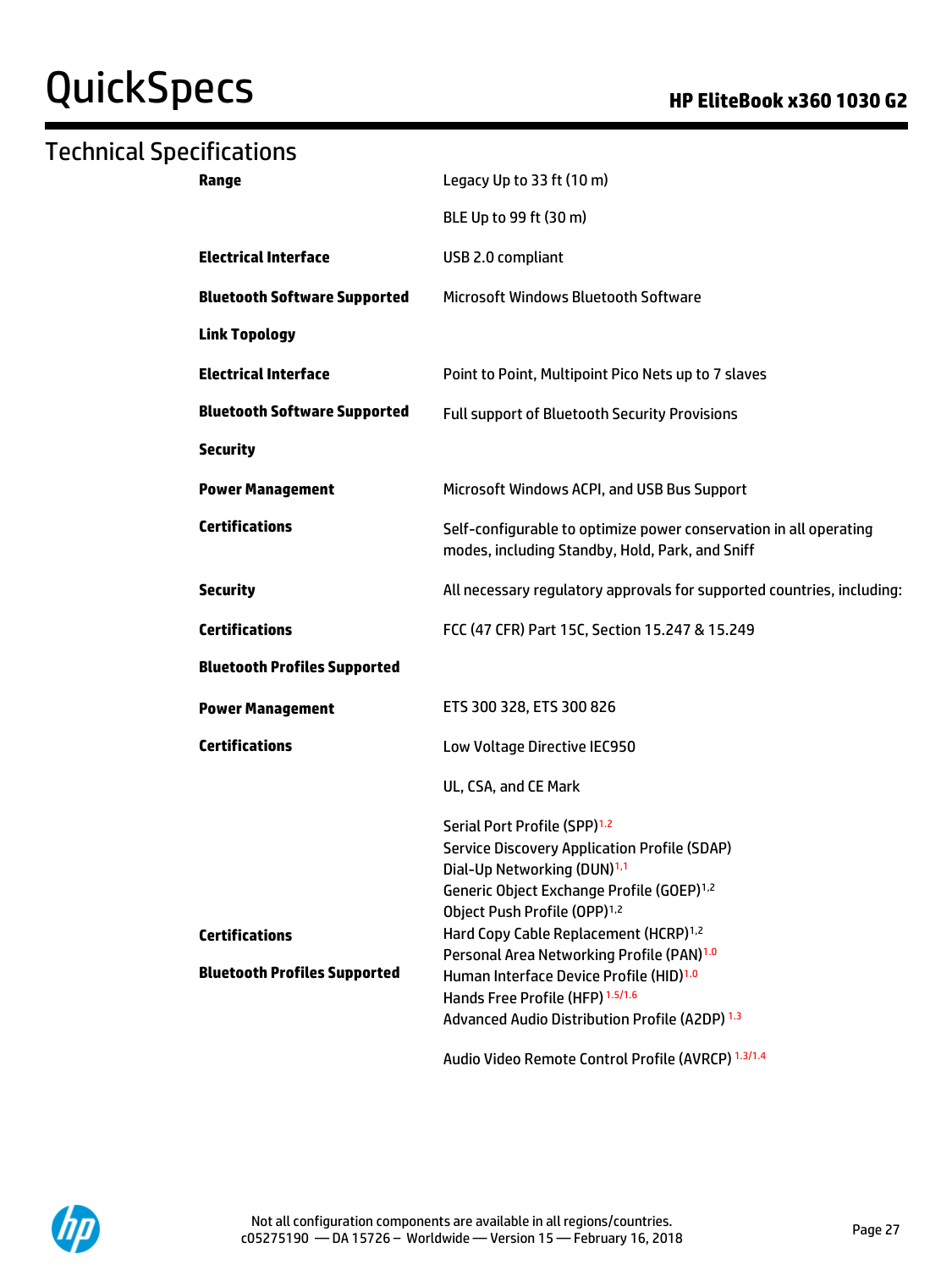## Technical Specifications

| | |
|---|---|
| **Range** | Legacy Up to 33 ft (10 m) |
| | BLE Up to 99 ft (30 m) |
| **Electrical Interface** | USB 2.0 compliant |
| **Bluetooth Software Supported** | Microsoft Windows Bluetooth Software |
| **Link Topology** | |
| **Electrical Interface** | Point to Point, Multipoint Pico Nets up to 7 slaves |
| **Bluetooth Software Supported** | Full support of Bluetooth Security Provisions |
| **Security** | |
| **Power Management** | Microsoft Windows ACPI, and USB Bus Support |
| **Certifications** | Self-configurable to optimize power conservation in all operating modes, including Standby, Hold, Park, and Sniff |
| **Security** | All necessary regulatory approvals for supported countries, including: |
| **Certifications** | FCC (47 CFR) Part 15C, Section 15.247 & 15.249 |
| **Bluetooth Profiles Supported** | |
| **Power Management** | ETS 300 328, ETS 300 826 |
| **Certifications** | Low Voltage Directive IEC950 |
| | UL, CSA, and CE Mark |
| **Certifications**<br>**Bluetooth Profiles Supported** | Serial Port Profile (SPP)[1.2]<br>Service Discovery Application Profile (SDAP)<br>Dial-Up Networking (DUN)[1.1]<br>Generic Object Exchange Profile (GOEP)[1.2]<br>Object Push Profile (OPP)[1.2]<br>Hard Copy Cable Replacement (HCRP)[1.2]<br>Personal Area Networking Profile (PAN)[1.0]<br>Human Interface Device Profile (HID)[1.0]<br>Hands Free Profile (HFP)[1.5/1.6]<br>Advanced Audio Distribution Profile (A2DP)[1.3] |
| | Audio Video Remote Control Profile (AVRCP)[1.3/1.4] |

Not all configuration components are available in all regions/countries.
c05275190 — DA 15726 – Worldwide — Version 15 — February 16, 2018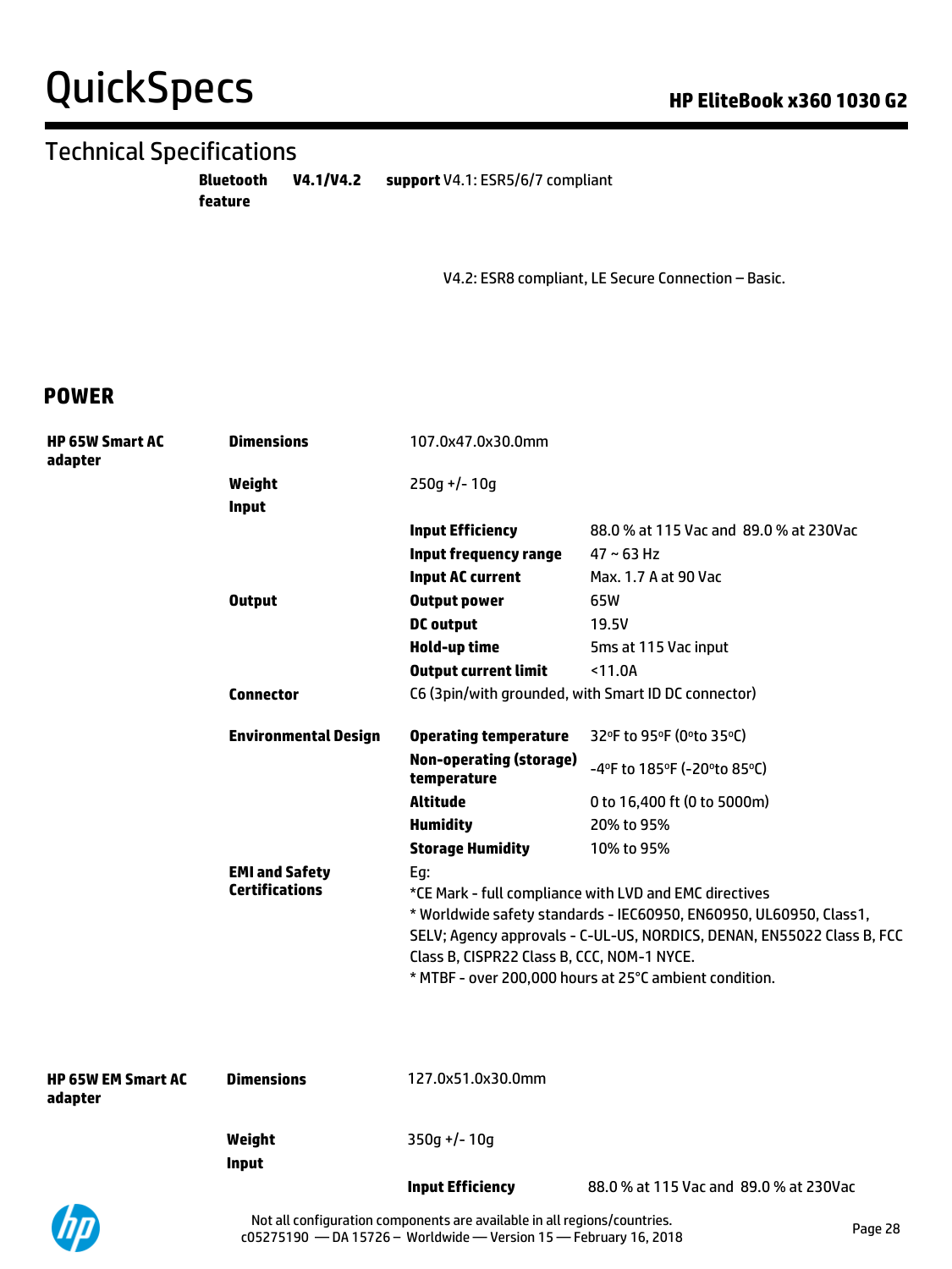## Technical Specifications

| | | |
|---|---|---|
| **Bluetooth feature** | **V4.1/V4.2 support** | V4.1: ESR5/6/7 compliant<br><br>V4.2: ESR8 compliant, LE Secure Connection – Basic. |

## POWER

| | | | |
|---|---|---|---|
| **HP 65W Smart AC adapter** | **Dimensions** | 107.0x47.0x30.0mm | |
| | **Weight** | 250g +/- 10g | |
| | **Input** | | |
| | | **Input Efficiency** | 88.0 % at 115 Vac and 89.0 % at 230Vac |
| | | **Input frequency range** | 47 ~ 63 Hz |
| | | **Input AC current** | Max. 1.7 A at 90 Vac |
| | **Output** | **Output power** | 65W |
| | | **DC output** | 19.5V |
| | | **Hold-up time** | 5ms at 115 Vac input |
| | | **Output current limit** | <11.0A |
| | **Connector** | C6 (3pin/with grounded, with Smart ID DC connector) | |
| | **Environmental Design** | **Operating temperature** | 32ºF to 95ºF (0ºto 35ºC) |
| | | **Non-operating (storage) temperature** | -4ºF to 185ºF (-20ºto 85ºC) |
| | | **Altitude** | 0 to 16,400 ft (0 to 5000m) |
| | | **Humidity** | 20% to 95% |
| | | **Storage Humidity** | 10% to 95% |
| | **EMI and Safety Certifications** | Eg:<br>*CE Mark - full compliance with LVD and EMC directives<br>* Worldwide safety standards - IEC60950, EN60950, UL60950, Class1, SELV; Agency approvals - C-UL-US, NORDICS, DENAN, EN55022 Class B, FCC Class B, CISPR22 Class B, CCC, NOM-1 NYCE.<br>* MTBF - over 200,000 hours at 25°C ambient condition. | |

| | | | |
|---|---|---|---|
| **HP 65W EM Smart AC adapter** | **Dimensions** | 127.0x51.0x30.0mm | |
| | **Weight** | 350g +/- 10g | |
| | **Input** | | |
| | | **Input Efficiency** | 88.0 % at 115 Vac and 89.0 % at 230Vac |

Not all configuration components are available in all regions/countries.
c05275190 — DA 15726 – Worldwide — Version 15 — February 16, 2018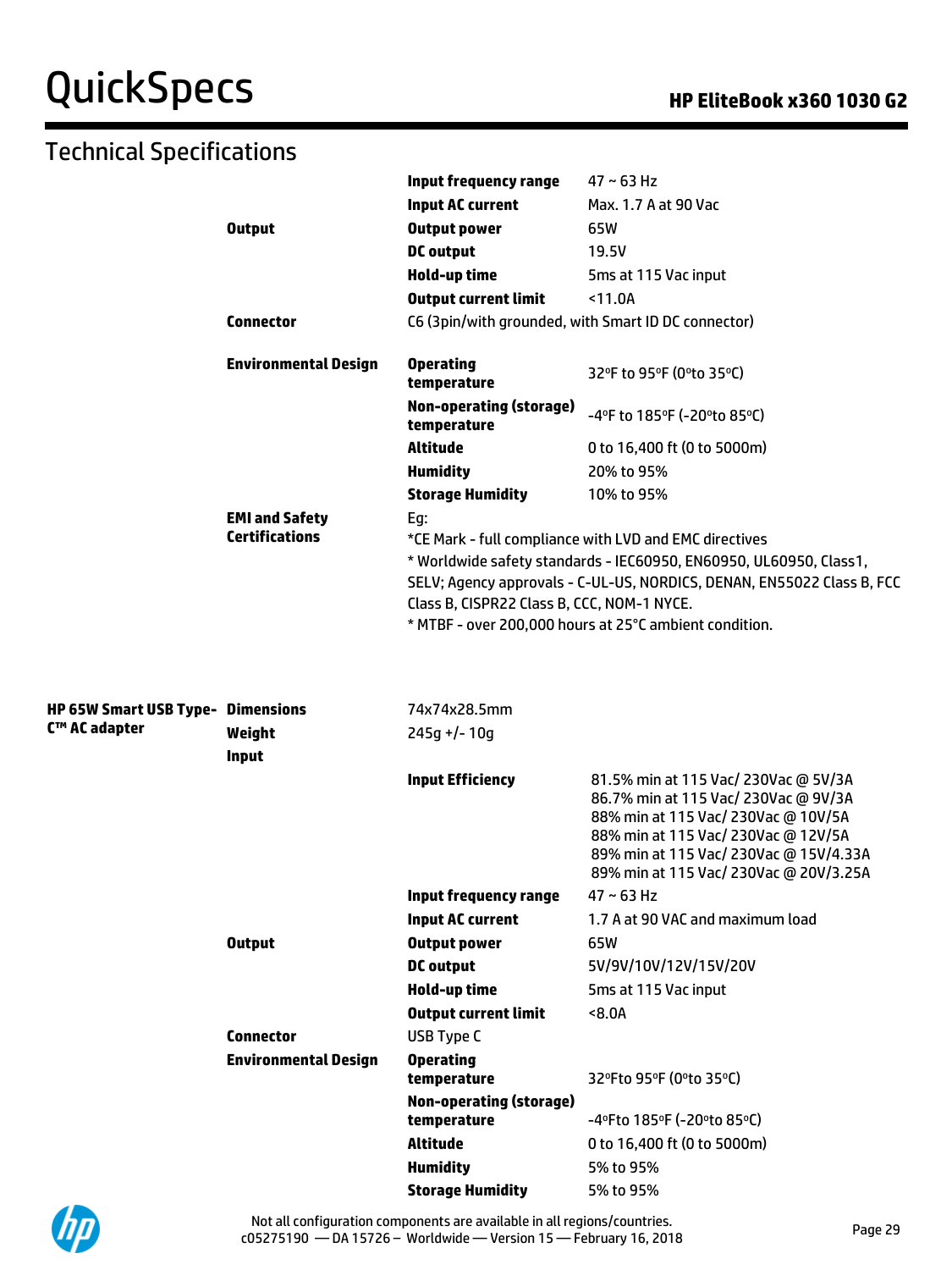## Technical Specifications

| | | | |
|---|---|---|---|
| | | **Input frequency range** | 47 ~ 63 Hz |
| | | **Input AC current** | Max. 1.7 A at 90 Vac |
| | **Output** | **Output power** | 65W |
| | | **DC output** | 19.5V |
| | | **Hold-up time** | 5ms at 115 Vac input |
| | | **Output current limit** | <11.0A |
| | **Connector** | C6 (3pin/with grounded, with Smart ID DC connector) | |
| | **Environmental Design** | **Operating temperature** | 32ºF to 95ºF (0ºto 35ºC) |
| | | **Non-operating (storage) temperature** | -4ºF to 185ºF (-20ºto 85ºC) |
| | | **Altitude** | 0 to 16,400 ft (0 to 5000m) |
| | | **Humidity** | 20% to 95% |
| | | **Storage Humidity** | 10% to 95% |
| | **EMI and Safety Certifications** | Eg:<br>*CE Mark - full compliance with LVD and EMC directives<br>* Worldwide safety standards - IEC60950, EN60950, UL60950, Class1, SELV; Agency approvals - C-UL-US, NORDICS, DENAN, EN55022 Class B, FCC Class B, CISPR22 Class B, CCC, NOM-1 NYCE.<br>* MTBF - over 200,000 hours at 25°C ambient condition. | |
| **HP 65W Smart USB Type-C™ AC adapter** | **Dimensions** | 74x74x28.5mm | |
| | **Weight** | 245g +/- 10g | |
| | **Input** | | |
| | | **Input Efficiency** | 81.5% min at 115 Vac/ 230Vac @ 5V/3A<br>86.7% min at 115 Vac/ 230Vac @ 9V/3A<br>88% min at 115 Vac/ 230Vac @ 10V/5A<br>88% min at 115 Vac/ 230Vac @ 12V/5A<br>89% min at 115 Vac/ 230Vac @ 15V/4.33A<br>89% min at 115 Vac/ 230Vac @ 20V/3.25A |
| | | **Input frequency range** | 47 ~ 63 Hz |
| | | **Input AC current** | 1.7 A at 90 VAC and maximum load |
| | **Output** | **Output power** | 65W |
| | | **DC output** | 5V/9V/10V/12V/15V/20V |
| | | **Hold-up time** | 5ms at 115 Vac input |
| | | **Output current limit** | <8.0A |
| | **Connector** | USB Type C | |
| | **Environmental Design** | **Operating temperature** | 32ºFto 95ºF (0ºto 35ºC) |
| | | **Non-operating (storage) temperature** | -4ºFto 185ºF (-20ºto 85ºC) |
| | | **Altitude** | 0 to 16,400 ft (0 to 5000m) |
| | | **Humidity** | 5% to 95% |
| | | **Storage Humidity** | 5% to 95% |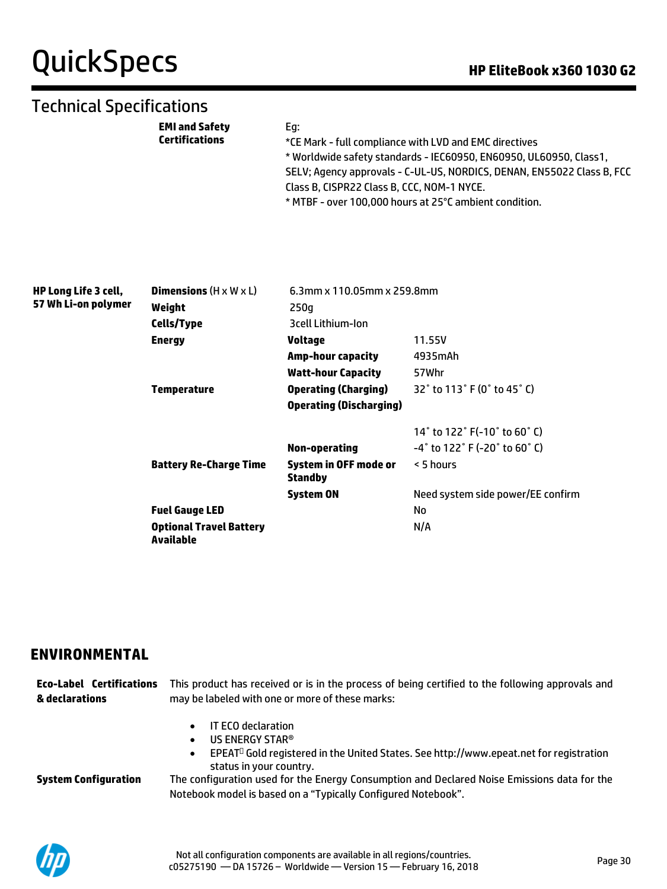## Technical Specifications

| | | |
|---|---|---|
| | **EMI and Safety Certifications** | Eg:<br>*CE Mark - full compliance with LVD and EMC directives<br>* Worldwide safety standards - IEC60950, EN60950, UL60950, Class1, SELV; Agency approvals - C-UL-US, NORDICS, DENAN, EN55022 Class B, FCC Class B, CISPR22 Class B, CCC, NOM-1 NYCE.<br>* MTBF - over 100,000 hours at 25°C ambient condition. |

| | | | |
|---|---|---|---|
| **HP Long Life 3 cell, 57 Wh Li-on polymer** | **Dimensions** (H x W x L) | 6.3mm x 110.05mm x 259.8mm | |
| | **Weight** | 250g | |
| | **Cells/Type** | 3cell Lithium-Ion | |
| | **Energy** | **Voltage** | 11.55V |
| | | **Amp-hour capacity** | 4935mAh |
| | | **Watt-hour Capacity** | 57Whr |
| | **Temperature** | **Operating (Charging)** | 32° to 113° F (0° to 45° C) |
| | | **Operating (Discharging)** | 14° to 122° F(-10° to 60° C) |
| | | **Non-operating** | -4° to 122° F (-20° to 60° C) |
| | **Battery Re-Charge Time** | **System in OFF mode or Standby** | < 5 hours |
| | | **System ON** | Need system side power/EE confirm |
| | **Fuel Gauge LED** | | No |
| | **Optional Travel Battery Available** | | N/A |

## ENVIRONMENTAL

**Eco-Label Certifications & declarations**

This product has received or is in the process of being certified to the following approvals and may be labeled with one or more of these marks:

- IT ECO declaration
- US ENERGY STAR®
- EPEAT Gold registered in the United States. See http://www.epeat.net for registration status in your country.

**System Configuration**

The configuration used for the Energy Consumption and Declared Noise Emissions data for the Notebook model is based on a "Typically Configured Notebook".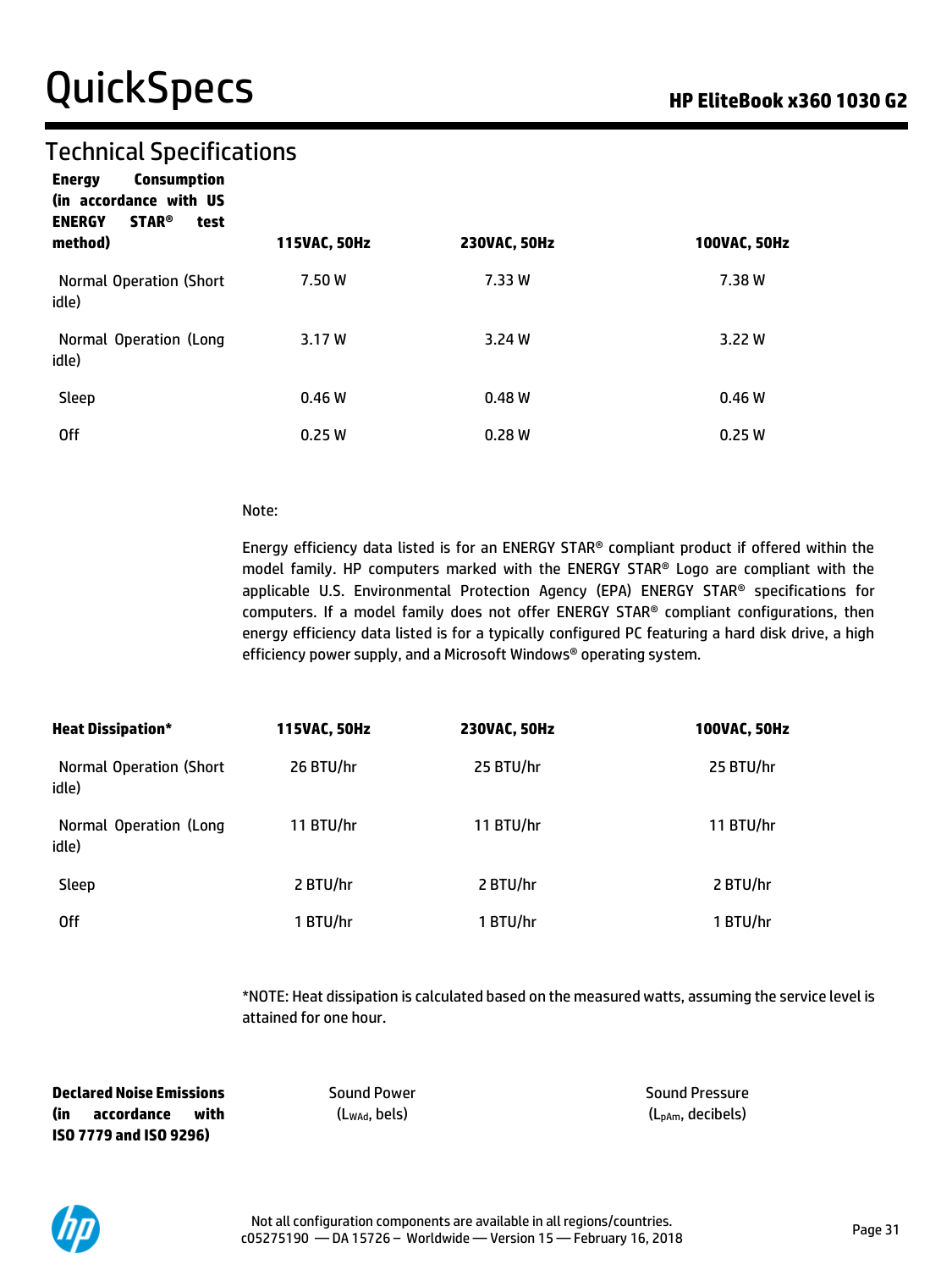## Technical Specifications

| Energy Consumption (in accordance with US ENERGY STAR® test method) | 115VAC, 50Hz | 230VAC, 50Hz | 100VAC, 50Hz |
|---|---|---|---|
| Normal Operation (Short idle) | 7.50 W | 7.33 W | 7.38 W |
| Normal Operation (Long idle) | 3.17 W | 3.24 W | 3.22 W |
| Sleep | 0.46 W | 0.48 W | 0.46 W |
| Off | 0.25 W | 0.28 W | 0.25 W |

Note:

Energy efficiency data listed is for an ENERGY STAR® compliant product if offered within the model family. HP computers marked with the ENERGY STAR® Logo are compliant with the applicable U.S. Environmental Protection Agency (EPA) ENERGY STAR® specifications for computers. If a model family does not offer ENERGY STAR® compliant configurations, then energy efficiency data listed is for a typically configured PC featuring a hard disk drive, a high efficiency power supply, and a Microsoft Windows® operating system.

| Heat Dissipation* | 115VAC, 50Hz | 230VAC, 50Hz | 100VAC, 50Hz |
|---|---|---|---|
| Normal Operation (Short idle) | 26 BTU/hr | 25 BTU/hr | 25 BTU/hr |
| Normal Operation (Long idle) | 11 BTU/hr | 11 BTU/hr | 11 BTU/hr |
| Sleep | 2 BTU/hr | 2 BTU/hr | 2 BTU/hr |
| Off | 1 BTU/hr | 1 BTU/hr | 1 BTU/hr |

*NOTE: Heat dissipation is calculated based on the measured watts, assuming the service level is attained for one hour.

| Declared Noise Emissions (in accordance with ISO 7779 and ISO 9296) | Sound Power ($L_{WAd}$, bels) | Sound Pressure ($L_{pAm}$, decibels) |
|---|---|---|

Not all configuration components are available in all regions/countries.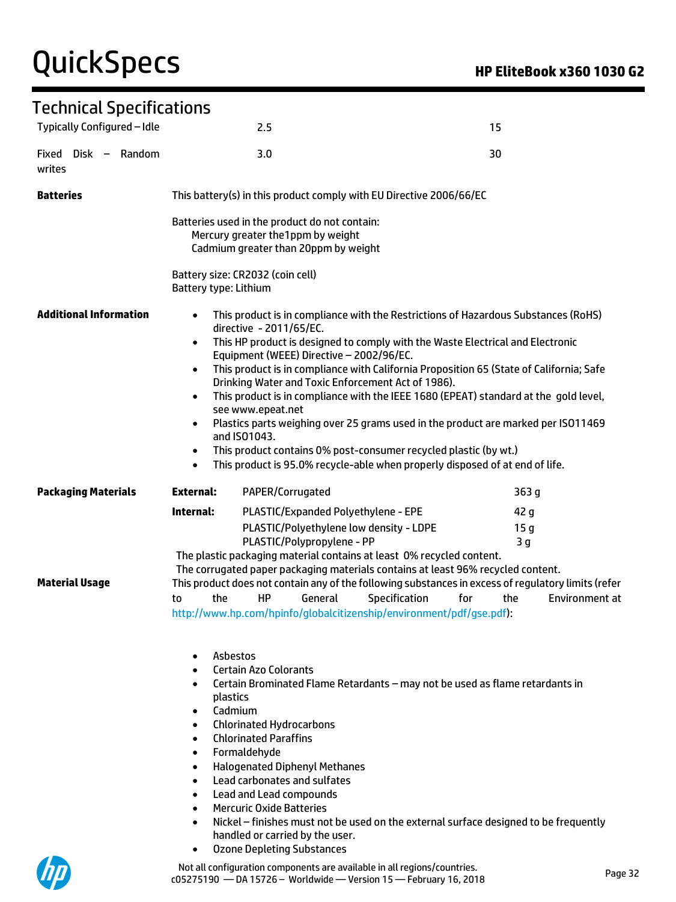## Technical Specifications

| | | |
|---|---|---|
| Typically Configured – Idle | 2.5 | 15 |
| Fixed Disk – Random writes | 3.0 | 30 |

**Batteries**

This battery(s) in this product comply with EU Directive 2006/66/EC

Batteries used in the product do not contain:
- Mercury greater the1ppm by weight
- Cadmium greater than 20ppm by weight

Battery size: CR2032 (coin cell)
Battery type: Lithium

**Additional Information**

- This product is in compliance with the Restrictions of Hazardous Substances (RoHS) directive - 2011/65/EC.
- This HP product is designed to comply with the Waste Electrical and Electronic Equipment (WEEE) Directive – 2002/96/EC.
- This product is in compliance with California Proposition 65 (State of California; Safe Drinking Water and Toxic Enforcement Act of 1986).
- This product is in compliance with the IEEE 1680 (EPEAT) standard at the gold level, see www.epeat.net
- Plastics parts weighing over 25 grams used in the product are marked per ISO11469 and ISO1043.
- This product contains 0% post-consumer recycled plastic (by wt.)
- This product is 95.0% recycle-able when properly disposed of at end of life.

**Packaging Materials**

| | | |
|---|---|---|
| **External:** | PAPER/Corrugated | 363 g |
| **Internal:** | PLASTIC/Expanded Polyethylene - EPE | 42 g |
| | PLASTIC/Polyethylene low density - LDPE | 15 g |
| | PLASTIC/Polypropylene - PP | 3 g |

The plastic packaging material contains at least 0% recycled content.
The corrugated paper packaging materials contains at least 96% recycled content.

**Material Usage**

This product does not contain any of the following substances in excess of regulatory limits (refer to the HP General Specification for the Environment at http://www.hp.com/hpinfo/globalcitizenship/environment/pdf/gse.pdf):

- Asbestos
- Certain Azo Colorants
- Certain Brominated Flame Retardants – may not be used as flame retardants in plastics
- Cadmium
- Chlorinated Hydrocarbons
- Chlorinated Paraffins
- Formaldehyde
- Halogenated Diphenyl Methanes
- Lead carbonates and sulfates
- Lead and Lead compounds
- Mercuric Oxide Batteries
- Nickel – finishes must not be used on the external surface designed to be frequently handled or carried by the user.
- Ozone Depleting Substances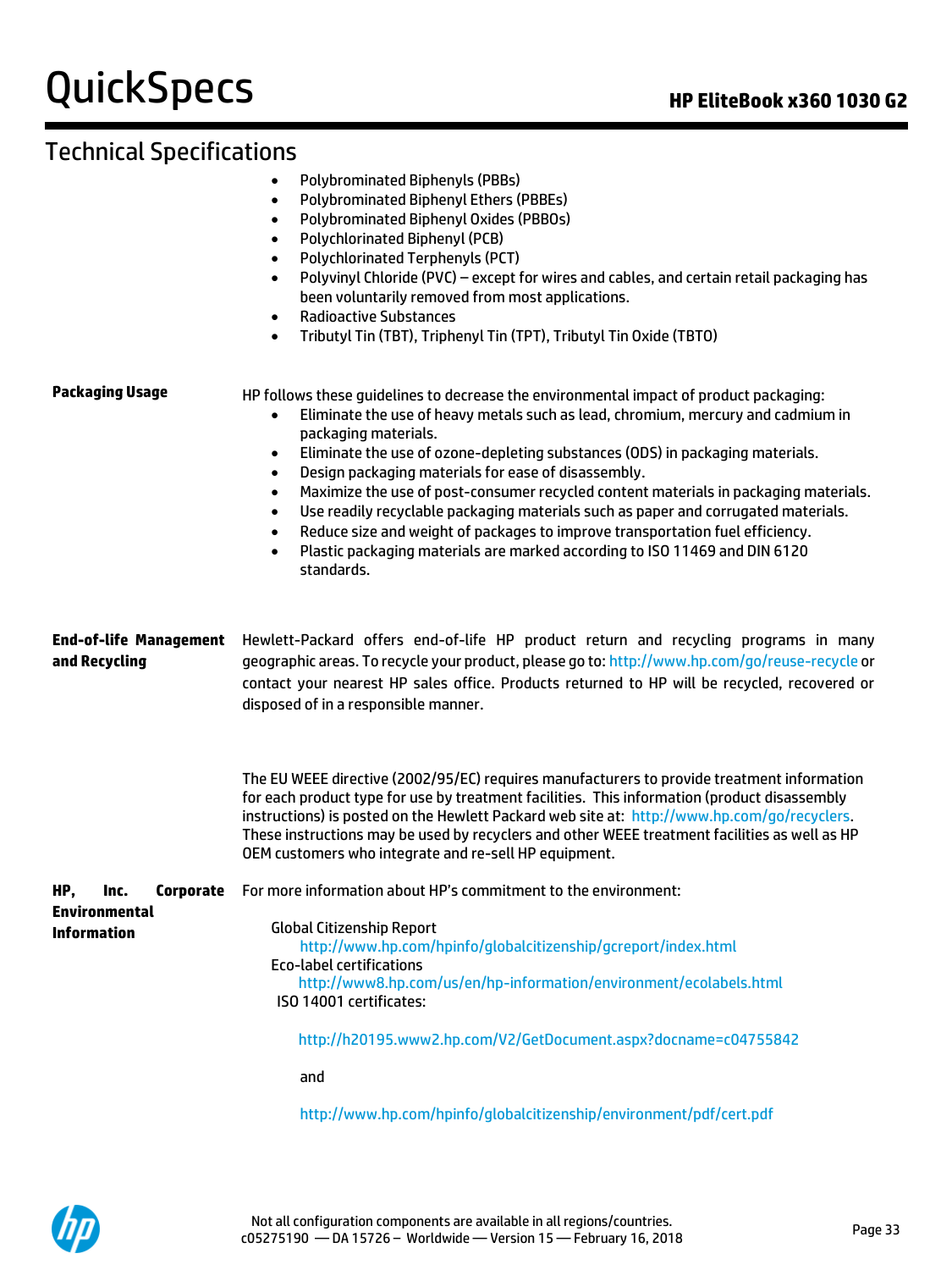## Technical Specifications

- Polybrominated Biphenyls (PBBs)
- Polybrominated Biphenyl Ethers (PBBEs)
- Polybrominated Biphenyl Oxides (PBBOs)
- Polychlorinated Biphenyl (PCB)
- Polychlorinated Terphenyls (PCT)
- Polyvinyl Chloride (PVC) – except for wires and cables, and certain retail packaging has been voluntarily removed from most applications.
- Radioactive Substances
- Tributyl Tin (TBT), Triphenyl Tin (TPT), Tributyl Tin Oxide (TBTO)

**Packaging Usage**

HP follows these guidelines to decrease the environmental impact of product packaging:

- Eliminate the use of heavy metals such as lead, chromium, mercury and cadmium in packaging materials.
- Eliminate the use of ozone-depleting substances (ODS) in packaging materials.
- Design packaging materials for ease of disassembly.
- Maximize the use of post-consumer recycled content materials in packaging materials.
- Use readily recyclable packaging materials such as paper and corrugated materials.
- Reduce size and weight of packages to improve transportation fuel efficiency.
- Plastic packaging materials are marked according to ISO 11469 and DIN 6120 standards.

**End-of-life Management and Recycling**

Hewlett-Packard offers end-of-life HP product return and recycling programs in many geographic areas. To recycle your product, please go to: http://www.hp.com/go/reuse-recycle or contact your nearest HP sales office. Products returned to HP will be recycled, recovered or disposed of in a responsible manner.

The EU WEEE directive (2002/95/EC) requires manufacturers to provide treatment information for each product type for use by treatment facilities. This information (product disassembly instructions) is posted on the Hewlett Packard web site at: http://www.hp.com/go/recyclers. These instructions may be used by recyclers and other WEEE treatment facilities as well as HP OEM customers who integrate and re-sell HP equipment.

**HP, Inc. Corporate Environmental Information**

For more information about HP's commitment to the environment:

Global Citizenship Report
http://www.hp.com/hpinfo/globalcitizenship/gcreport/index.html

Eco-label certifications
http://www8.hp.com/us/en/hp-information/environment/ecolabels.html

ISO 14001 certificates:

http://h20195.www2.hp.com/V2/GetDocument.aspx?docname=c04755842

and

http://www.hp.com/hpinfo/globalcitizenship/environment/pdf/cert.pdf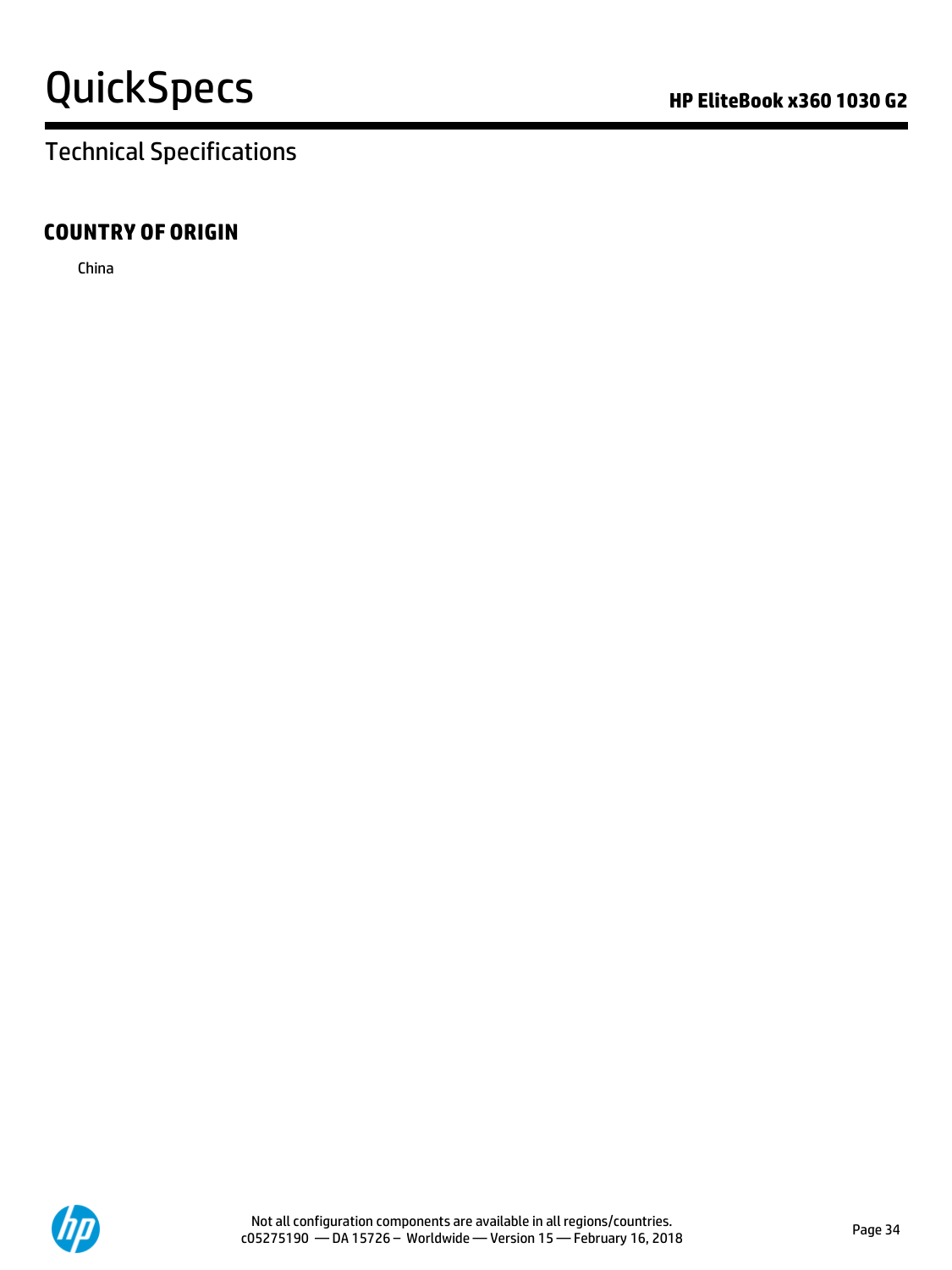## COUNTRY OF ORIGIN

China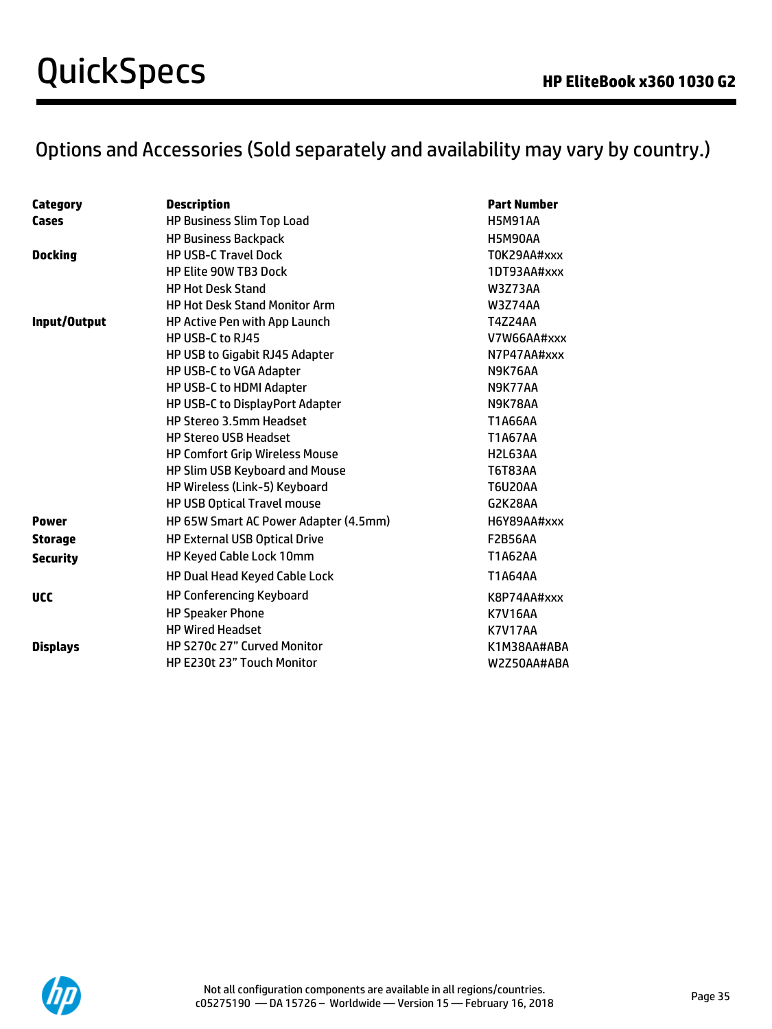## Options and Accessories (Sold separately and availability may vary by country.)

| Category | Description | Part Number |
|---|---|---|
| **Cases** | HP Business Slim Top Load | H5M91AA |
| | HP Business Backpack | H5M90AA |
| **Docking** | HP USB-C Travel Dock | T0K29AA#xxx |
| | HP Elite 90W TB3 Dock | 1DT93AA#xxx |
| | HP Hot Desk Stand | W3Z73AA |
| | HP Hot Desk Stand Monitor Arm | W3Z74AA |
| **Input/Output** | HP Active Pen with App Launch | T4Z24AA |
| | HP USB-C to RJ45 | V7W66AA#xxx |
| | HP USB to Gigabit RJ45 Adapter | N7P47AA#xxx |
| | HP USB-C to VGA Adapter | N9K76AA |
| | HP USB-C to HDMI Adapter | N9K77AA |
| | HP USB-C to DisplayPort Adapter | N9K78AA |
| | HP Stereo 3.5mm Headset | T1A66AA |
| | HP Stereo USB Headset | T1A67AA |
| | HP Comfort Grip Wireless Mouse | H2L63AA |
| | HP Slim USB Keyboard and Mouse | T6T83AA |
| | HP Wireless (Link-5) Keyboard | T6U20AA |
| | HP USB Optical Travel mouse | G2K28AA |
| **Power** | HP 65W Smart AC Power Adapter (4.5mm) | H6Y89AA#xxx |
| **Storage** | HP External USB Optical Drive | F2B56AA |
| **Security** | HP Keyed Cable Lock 10mm | T1A62AA |
| | HP Dual Head Keyed Cable Lock | T1A64AA |
| **UCC** | HP Conferencing Keyboard | K8P74AA#xxx |
| | HP Speaker Phone | K7V16AA |
| | HP Wired Headset | K7V17AA |
| **Displays** | HP S270c 27" Curved Monitor | K1M38AA#ABA |
| | HP E230t 23" Touch Monitor | W2Z50AA#ABA |

Not all configuration components are available in all regions/countries.
c05275190 — DA 15726 – Worldwide — Version 15 — February 16, 2018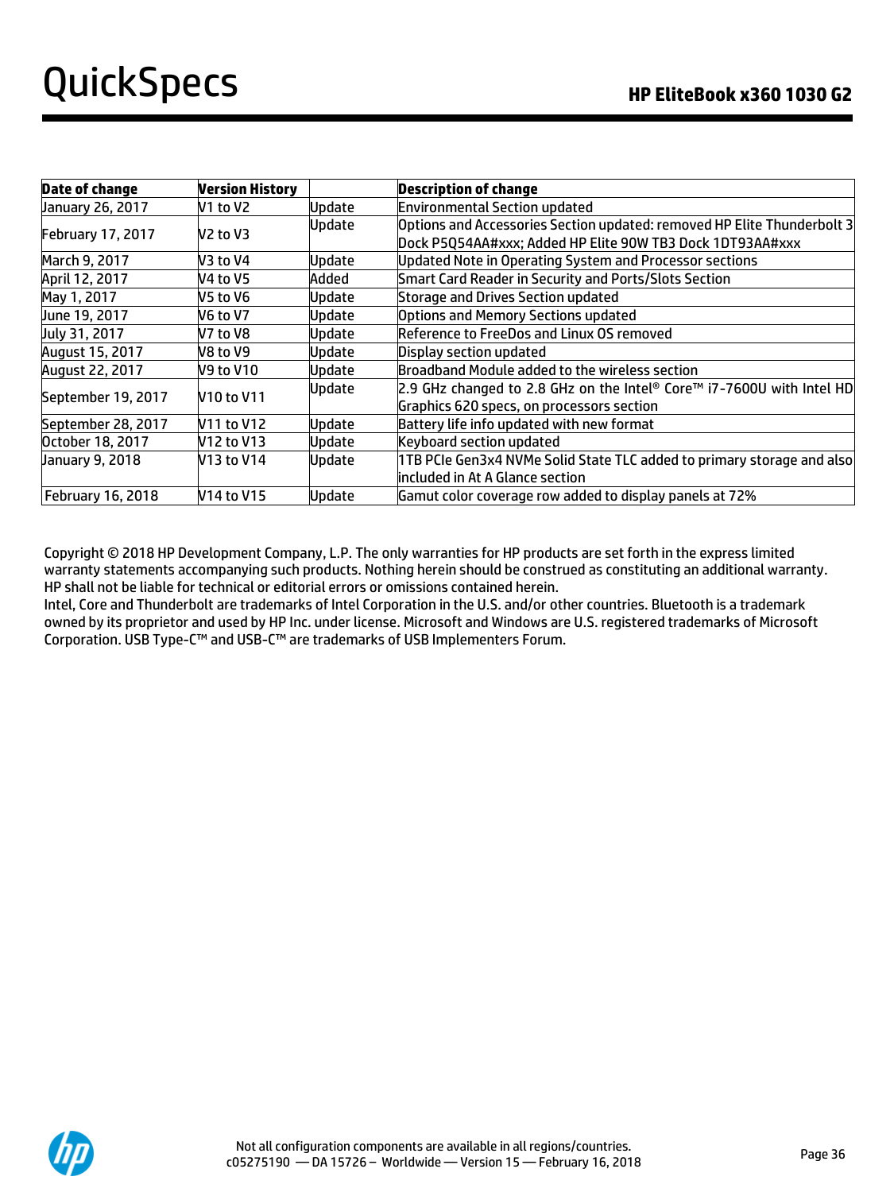| Date of change | Version History | | Description of change |
|---|---|---|---|
| January 26, 2017 | V1 to V2 | Update | Environmental Section updated |
| February 17, 2017 | V2 to V3 | Update | Options and Accessories Section updated: removed HP Elite Thunderbolt 3 Dock P5Q54AA#xxx; Added HP Elite 90W TB3 Dock 1DT93AA#xxx |
| March 9, 2017 | V3 to V4 | Update | Updated Note in Operating System and Processor sections |
| April 12, 2017 | V4 to V5 | Added | Smart Card Reader in Security and Ports/Slots Section |
| May 1, 2017 | V5 to V6 | Update | Storage and Drives Section updated |
| June 19, 2017 | V6 to V7 | Update | Options and Memory Sections updated |
| July 31, 2017 | V7 to V8 | Update | Reference to FreeDos and Linux OS removed |
| August 15, 2017 | V8 to V9 | Update | Display section updated |
| August 22, 2017 | V9 to V10 | Update | Broadband Module added to the wireless section |
| September 19, 2017 | V10 to V11 | Update | 2.9 GHz changed to 2.8 GHz on the Intel® Core™ i7-7600U with Intel HD Graphics 620 specs, on processors section |
| September 28, 2017 | V11 to V12 | Update | Battery life info updated with new format |
| October 18, 2017 | V12 to V13 | Update | Keyboard section updated |
| January 9, 2018 | V13 to V14 | Update | 1TB PCIe Gen3x4 NVMe Solid State TLC added to primary storage and also included in At A Glance section |
| February 16, 2018 | V14 to V15 | Update | Gamut color coverage row added to display panels at 72% |

Copyright © 2018 HP Development Company, L.P. The only warranties for HP products are set forth in the express limited warranty statements accompanying such products. Nothing herein should be construed as constituting an additional warranty. HP shall not be liable for technical or editorial errors or omissions contained herein.
Intel, Core and Thunderbolt are trademarks of Intel Corporation in the U.S. and/or other countries. Bluetooth is a trademark owned by its proprietor and used by HP Inc. under license. Microsoft and Windows are U.S. registered trademarks of Microsoft Corporation. USB Type-C™ and USB-C™ are trademarks of USB Implementers Forum.

Not all configuration components are available in all regions/countries.
c05275190 — DA 15726 – Worldwide — Version 15 — February 16, 2018